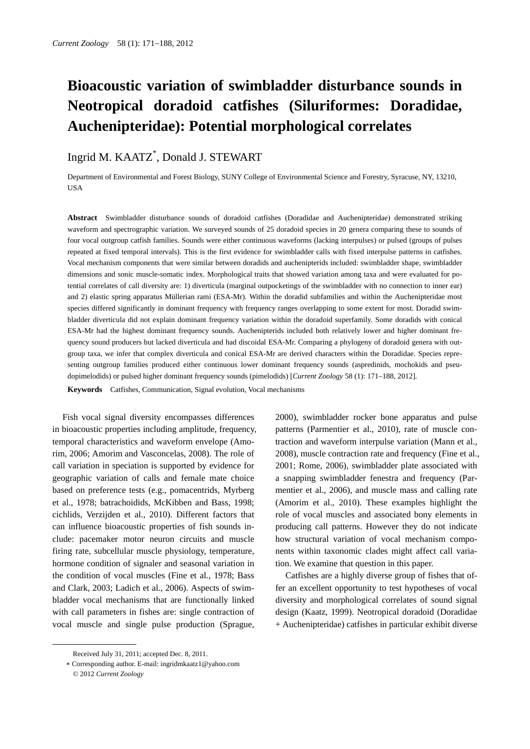# Bioacoustic variation of swimbladder disturbance sounds in Neotropical doradoid catfishes (Siluriformes: Doradidae, Auchenipteridae): Potential morphological correlates

Ingrid M. KAATZ*, Donald J. STEWART

Department of Environmental and Forest Biology, SUNY College of Environmental Science and Forestry, Syracuse, NY, 13210, USA

**Abstract** Swimbladder disturbance sounds of doradoid catfishes (Doradidae and Auchenipteridae) demonstrated striking waveform and spectrographic variation. We surveyed sounds of 25 doradoid species in 20 genera comparing these to sounds of four vocal outgroup catfish families. Sounds were either continuous waveforms (lacking interpulses) or pulsed (groups of pulses repeated at fixed temporal intervals). This is the first evidence for swimbladder calls with fixed interpulse patterns in catfishes. Vocal mechanism components that were similar between doradids and auchenipterids included: swimbladder shape, swimbladder dimensions and sonic muscle-somatic index. Morphological traits that showed variation among taxa and were evaluated for potential correlates of call diversity are: 1) diverticula (marginal outpocketings of the swimbladder with no connection to inner ear) and 2) elastic spring apparatus Müllerian rami (ESA-Mr). Within the doradid subfamilies and within the Auchenipteridae most species differed significantly in dominant frequency with frequency ranges overlapping to some extent for most. Doradid swimbladder diverticula did not explain dominant frequency variation within the doradoid superfamily. Some doradids with conical ESA-Mr had the highest dominant frequency sounds. Auchenipterids included both relatively lower and higher dominant frequency sound producers but lacked diverticula and had discoidal ESA-Mr. Comparing a phylogeny of doradoid genera with outgroup taxa, we infer that complex diverticula and conical ESA-Mr are derived characters within the Doradidae. Species representing outgroup families produced either continuous lower dominant frequency sounds (aspredinids, mochokids and pseudopimelodids) or pulsed higher dominant frequency sounds (pimelodids) [*Current Zoology* 58 (1): 171–188, 2012].

**Keywords** Catfishes, Communication, Signal evolution, Vocal mechanisms

Fish vocal signal diversity encompasses differences in bioacoustic properties including amplitude, frequency, temporal characteristics and waveform envelope (Amorim, 2006; Amorim and Vasconcelas, 2008). The role of call variation in speciation is supported by evidence for geographic variation of calls and female mate choice based on preference tests (e.g., pomacentrids, Myrberg et al., 1978; batrachoidids, McKibben and Bass, 1998; cichlids, Verzijden et al., 2010). Different factors that can influence bioacoustic properties of fish sounds include: pacemaker motor neuron circuits and muscle firing rate, subcellular muscle physiology, temperature, hormone condition of signaler and seasonal variation in the condition of vocal muscles (Fine et al., 1978; Bass and Clark, 2003; Ladich et al., 2006). Aspects of swimbladder vocal mechanisms that are functionally linked with call parameters in fishes are: single contraction of vocal muscle and single pulse production (Sprague, 2000), swimbladder rocker bone apparatus and pulse patterns (Parmentier et al., 2010), rate of muscle contraction and waveform interpulse variation (Mann et al., 2008), muscle contraction rate and frequency (Fine et al., 2001; Rome, 2006), swimbladder plate associated with a snapping swimbladder fenestra and frequency (Parmentier et al., 2006), and muscle mass and calling rate (Amorim et al., 2010). These examples highlight the role of vocal muscles and associated bony elements in producing call patterns. However they do not indicate how structural variation of vocal mechanism components within taxonomic clades might affect call variation. We examine that question in this paper.

Catfishes are a highly diverse group of fishes that offer an excellent opportunity to test hypotheses of vocal diversity and morphological correlates of sound signal design (Kaatz, 1999). Neotropical doradoid (Doradidae + Auchenipteridae) catfishes in particular exhibit diverse

Received July 31, 2011; accepted Dec. 8, 2011.

\* Corresponding author. E-mail: ingridmkaatz1@yahoo.com

© 2012 *Current Zoology*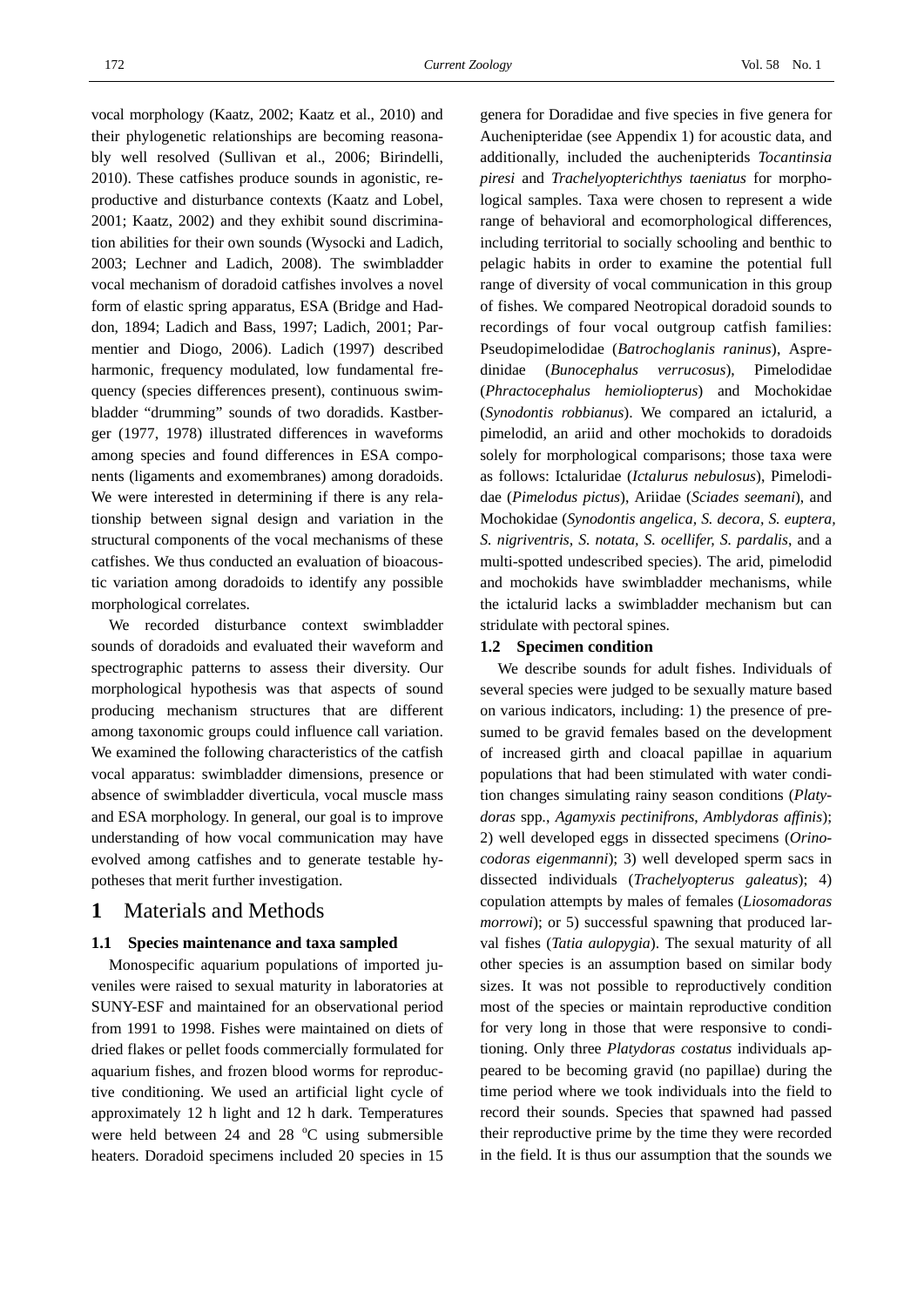vocal morphology (Kaatz, 2002; Kaatz et al., 2010) and their phylogenetic relationships are becoming reasonably well resolved (Sullivan et al., 2006; Birindelli, 2010). These catfishes produce sounds in agonistic, reproductive and disturbance contexts (Kaatz and Lobel, 2001; Kaatz, 2002) and they exhibit sound discrimination abilities for their own sounds (Wysocki and Ladich, 2003; Lechner and Ladich, 2008). The swimbladder vocal mechanism of doradoid catfishes involves a novel form of elastic spring apparatus, ESA (Bridge and Haddon, 1894; Ladich and Bass, 1997; Ladich, 2001; Parmentier and Diogo, 2006). Ladich (1997) described harmonic, frequency modulated, low fundamental frequency (species differences present), continuous swimbladder "drumming" sounds of two doradids. Kastberger (1977, 1978) illustrated differences in waveforms among species and found differences in ESA components (ligaments and exomembranes) among doradoids. We were interested in determining if there is any relationship between signal design and variation in the structural components of the vocal mechanisms of these catfishes. We thus conducted an evaluation of bioacoustic variation among doradoids to identify any possible morphological correlates.

We recorded disturbance context swimbladder sounds of doradoids and evaluated their waveform and spectrographic patterns to assess their diversity. Our morphological hypothesis was that aspects of sound producing mechanism structures that are different among taxonomic groups could influence call variation. We examined the following characteristics of the catfish vocal apparatus: swimbladder dimensions, presence or absence of swimbladder diverticula, vocal muscle mass and ESA morphology. In general, our goal is to improve understanding of how vocal communication may have evolved among catfishes and to generate testable hypotheses that merit further investigation.

# 1 Materials and Methods

### 1.1 Species maintenance and taxa sampled

Monospecific aquarium populations of imported juveniles were raised to sexual maturity in laboratories at SUNY-ESF and maintained for an observational period from 1991 to 1998. Fishes were maintained on diets of dried flakes or pellet foods commercially formulated for aquarium fishes, and frozen blood worms for reproductive conditioning. We used an artificial light cycle of approximately 12 h light and 12 h dark. Temperatures were held between 24 and 28 $^{\circ}$C using submersible heaters. Doradoid specimens included 20 species in 15 genera for Doradidae and five species in five genera for Auchenipteridae (see Appendix 1) for acoustic data, and additionally, included the auchenipterids *Tocantinsia piresi* and *Trachelyopterichthys taeniatus* for morphological samples. Taxa were chosen to represent a wide range of behavioral and ecomorphological differences, including territorial to socially schooling and benthic to pelagic habits in order to examine the potential full range of diversity of vocal communication in this group of fishes. We compared Neotropical doradoid sounds to recordings of four vocal outgroup catfish families: Pseudopimelodidae (*Batrochoglanis raninus*), Aspredinidae (*Bunocephalus verrucosus*), Pimelodidae (*Phractocephalus hemioliopterus*) and Mochokidae (*Synodontis robbianus*). We compared an ictalurid, a pimelodid, an ariid and other mochokids to doradoids solely for morphological comparisons; those taxa were as follows: Ictaluridae (*Ictalurus nebulosus*), Pimelodidae (*Pimelodus pictus*), Ariidae (*Sciades seemani*), and Mochokidae (*Synodontis angelica, S. decora, S. euptera, S. nigriventris, S. notata, S. ocellifer, S. pardalis*, and a multi-spotted undescribed species). The arid, pimelodid and mochokids have swimbladder mechanisms, while the ictalurid lacks a swimbladder mechanism but can stridulate with pectoral spines.

### 1.2 Specimen condition

We describe sounds for adult fishes. Individuals of several species were judged to be sexually mature based on various indicators, including: 1) the presence of presumed to be gravid females based on the development of increased girth and cloacal papillae in aquarium populations that had been stimulated with water condition changes simulating rainy season conditions (*Platydoras* spp., *Agamyxis pectinifrons, Amblydoras affinis*); 2) well developed eggs in dissected specimens (*Orinocodoras eigenmanni*); 3) well developed sperm sacs in dissected individuals (*Trachelyopterus galeatus*); 4) copulation attempts by males of females (*Liosomadoras morrowi*); or 5) successful spawning that produced larval fishes (*Tatia aulopygia*). The sexual maturity of all other species is an assumption based on similar body sizes. It was not possible to reproductively condition most of the species or maintain reproductive condition for very long in those that were responsive to conditioning. Only three *Platydoras costatus* individuals appeared to be becoming gravid (no papillae) during the time period where we took individuals into the field to record their sounds. Species that spawned had passed their reproductive prime by the time they were recorded in the field. It is thus our assumption that the sounds we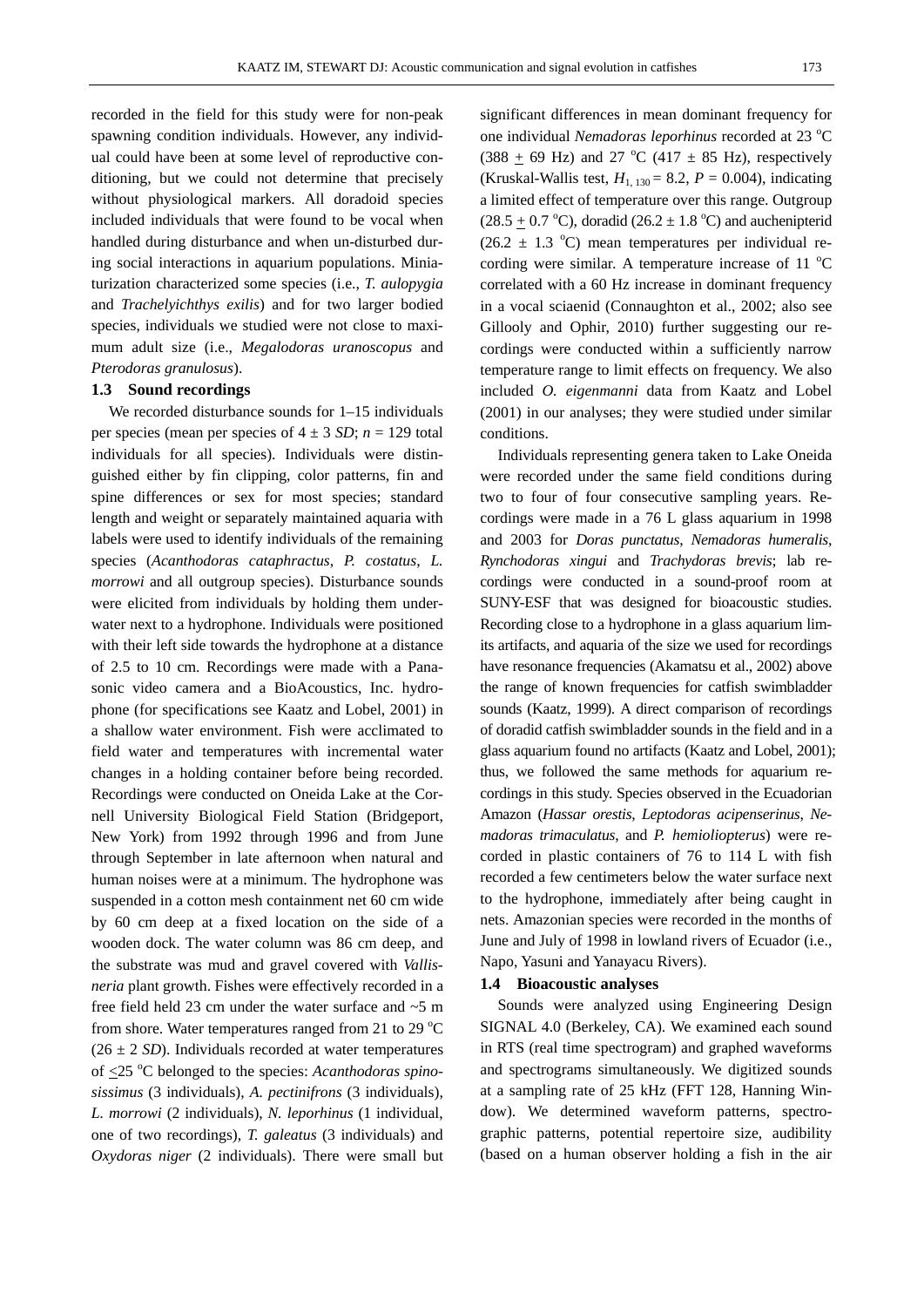recorded in the field for this study were for non-peak spawning condition individuals. However, any individual could have been at some level of reproductive conditioning, but we could not determine that precisely without physiological markers. All doradoid species included individuals that were found to be vocal when handled during disturbance and when un-disturbed during social interactions in aquarium populations. Miniaturization characterized some species (i.e., *T. aulopygia* and *Trachelyichthys exilis*) and for two larger bodied species, individuals we studied were not close to maximum adult size (i.e., *Megalodoras uranoscopus* and *Pterodoras granulosus*).

### 1.3 Sound recordings

We recorded disturbance sounds for 1–15 individuals per species (mean per species of $4 \pm 3$ *SD*; $n = 129$ total individuals for all species). Individuals were distinguished either by fin clipping, color patterns, fin and spine differences or sex for most species; standard length and weight or separately maintained aquaria with labels were used to identify individuals of the remaining species (*Acanthodoras cataphractus*, *P. costatus*, *L. morrowi* and all outgroup species). Disturbance sounds were elicited from individuals by holding them underwater next to a hydrophone. Individuals were positioned with their left side towards the hydrophone at a distance of 2.5 to 10 cm. Recordings were made with a Panasonic video camera and a BioAcoustics, Inc. hydrophone (for specifications see Kaatz and Lobel, 2001) in a shallow water environment. Fish were acclimated to field water and temperatures with incremental water changes in a holding container before being recorded. Recordings were conducted on Oneida Lake at the Cornell University Biological Field Station (Bridgeport, New York) from 1992 through 1996 and from June through September in late afternoon when natural and human noises were at a minimum. The hydrophone was suspended in a cotton mesh containment net 60 cm wide by 60 cm deep at a fixed location on the side of a wooden dock. The water column was 86 cm deep, and the substrate was mud and gravel covered with *Vallisneria* plant growth. Fishes were effectively recorded in a free field held 23 cm under the water surface and ~5 m from shore. Water temperatures ranged from 21 to 29 °C ($26 \pm 2$ *SD*). Individuals recorded at water temperatures of $\leq$25 °C belonged to the species: *Acanthodoras spinosissimus* (3 individuals), *A. pectinifrons* (3 individuals), *L. morrowi* (2 individuals), *N. leporhinus* (1 individual, one of two recordings), *T. galeatus* (3 individuals) and *Oxydoras niger* (2 individuals). There were small but significant differences in mean dominant frequency for one individual *Nemadoras leporhinus* recorded at 23 °C ($388 \pm 69$ Hz) and 27 °C ($417 \pm 85$ Hz), respectively (Kruskal-Wallis test, $H_{1,\,130} = 8.2$, $P = 0.004$), indicating a limited effect of temperature over this range. Outgroup ($28.5 \pm 0.7$ °C), doradid ($26.2 \pm 1.8$ °C) and auchenipterid ($26.2 \pm 1.3$ °C) mean temperatures per individual recording were similar. A temperature increase of 11 °C correlated with a 60 Hz increase in dominant frequency in a vocal sciaenid (Connaughton et al., 2002; also see Gillooly and Ophir, 2010) further suggesting our recordings were conducted within a sufficiently narrow temperature range to limit effects on frequency. We also included *O. eigenmanni* data from Kaatz and Lobel (2001) in our analyses; they were studied under similar conditions.

Individuals representing genera taken to Lake Oneida were recorded under the same field conditions during two to four of four consecutive sampling years. Recordings were made in a 76 L glass aquarium in 1998 and 2003 for *Doras punctatus*, *Nemadoras humeralis*, *Rynchodoras xingui* and *Trachydoras brevis*; lab recordings were conducted in a sound-proof room at SUNY-ESF that was designed for bioacoustic studies. Recording close to a hydrophone in a glass aquarium limits artifacts, and aquaria of the size we used for recordings have resonance frequencies (Akamatsu et al., 2002) above the range of known frequencies for catfish swimbladder sounds (Kaatz, 1999). A direct comparison of recordings of doradid catfish swimbladder sounds in the field and in a glass aquarium found no artifacts (Kaatz and Lobel, 2001); thus, we followed the same methods for aquarium recordings in this study. Species observed in the Ecuadorian Amazon (*Hassar orestis*, *Leptodoras acipenserinus*, *Nemadoras trimaculatus*, and *P. hemioliopterus*) were recorded in plastic containers of 76 to 114 L with fish recorded a few centimeters below the water surface next to the hydrophone, immediately after being caught in nets. Amazonian species were recorded in the months of June and July of 1998 in lowland rivers of Ecuador (i.e., Napo, Yasuni and Yanayacu Rivers).

### 1.4 Bioacoustic analyses

Sounds were analyzed using Engineering Design SIGNAL 4.0 (Berkeley, CA). We examined each sound in RTS (real time spectrogram) and graphed waveforms and spectrograms simultaneously. We digitized sounds at a sampling rate of 25 kHz (FFT 128, Hanning Window). We determined waveform patterns, spectrographic patterns, potential repertoire size, audibility (based on a human observer holding a fish in the air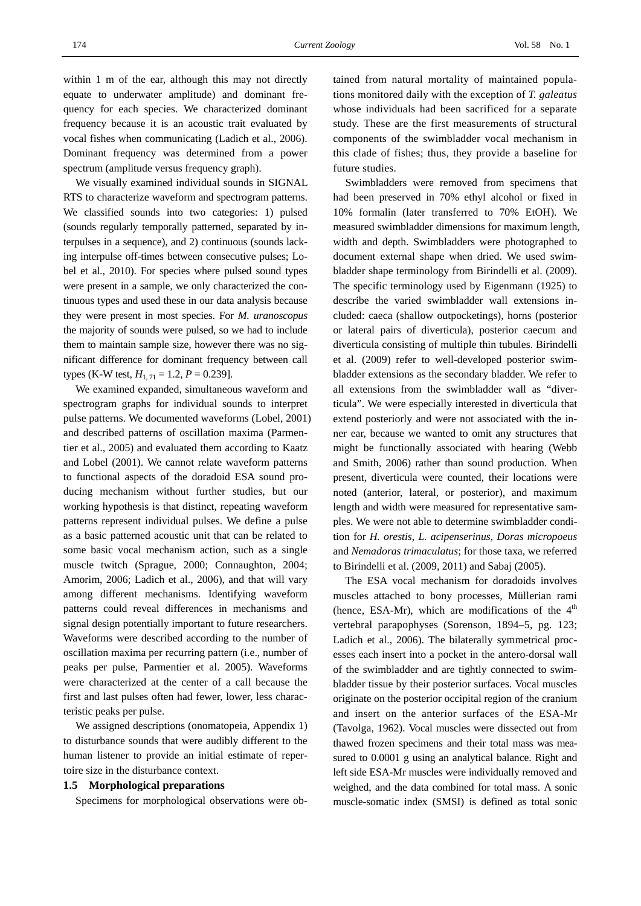within 1 m of the ear, although this may not directly equate to underwater amplitude) and dominant frequency for each species. We characterized dominant frequency because it is an acoustic trait evaluated by vocal fishes when communicating (Ladich et al., 2006). Dominant frequency was determined from a power spectrum (amplitude versus frequency graph).

We visually examined individual sounds in SIGNAL RTS to characterize waveform and spectrogram patterns. We classified sounds into two categories: 1) pulsed (sounds regularly temporally patterned, separated by interpulses in a sequence), and 2) continuous (sounds lacking interpulse off-times between consecutive pulses; Lobel et al., 2010). For species where pulsed sound types were present in a sample, we only characterized the continuous types and used these in our data analysis because they were present in most species. For *M. uranoscopus* the majority of sounds were pulsed, so we had to include them to maintain sample size, however there was no significant difference for dominant frequency between call types (K-W test, $H_{1, 71} = 1.2$, $P = 0.239$].

We examined expanded, simultaneous waveform and spectrogram graphs for individual sounds to interpret pulse patterns. We documented waveforms (Lobel, 2001) and described patterns of oscillation maxima (Parmentier et al., 2005) and evaluated them according to Kaatz and Lobel (2001). We cannot relate waveform patterns to functional aspects of the doradoid ESA sound producing mechanism without further studies, but our working hypothesis is that distinct, repeating waveform patterns represent individual pulses. We define a pulse as a basic patterned acoustic unit that can be related to some basic vocal mechanism action, such as a single muscle twitch (Sprague, 2000; Connaughton, 2004; Amorim, 2006; Ladich et al., 2006), and that will vary among different mechanisms. Identifying waveform patterns could reveal differences in mechanisms and signal design potentially important to future researchers. Waveforms were described according to the number of oscillation maxima per recurring pattern (i.e., number of peaks per pulse, Parmentier et al. 2005). Waveforms were characterized at the center of a call because the first and last pulses often had fewer, lower, less characteristic peaks per pulse.

We assigned descriptions (onomatopeia, Appendix 1) to disturbance sounds that were audibly different to the human listener to provide an initial estimate of repertoire size in the disturbance context.

### 1.5 Morphological preparations

Specimens for morphological observations were obtained from natural mortality of maintained populations monitored daily with the exception of *T. galeatus* whose individuals had been sacrificed for a separate study. These are the first measurements of structural components of the swimbladder vocal mechanism in this clade of fishes; thus, they provide a baseline for future studies.

Swimbladders were removed from specimens that had been preserved in 70% ethyl alcohol or fixed in 10% formalin (later transferred to 70% EtOH). We measured swimbladder dimensions for maximum length, width and depth. Swimbladders were photographed to document external shape when dried. We used swimbladder shape terminology from Birindelli et al. (2009). The specific terminology used by Eigenmann (1925) to describe the varied swimbladder wall extensions included: caeca (shallow outpocketings), horns (posterior or lateral pairs of diverticula), posterior caecum and diverticula consisting of multiple thin tubules. Birindelli et al. (2009) refer to well-developed posterior swimbladder extensions as the secondary bladder. We refer to all extensions from the swimbladder wall as "diverticula". We were especially interested in diverticula that extend posteriorly and were not associated with the inner ear, because we wanted to omit any structures that might be functionally associated with hearing (Webb and Smith, 2006) rather than sound production. When present, diverticula were counted, their locations were noted (anterior, lateral, or posterior), and maximum length and width were measured for representative samples. We were not able to determine swimbladder condition for *H. orestis*, *L. acipenserinus*, *Doras micropoeus* and *Nemadoras trimaculatus*; for those taxa, we referred to Birindelli et al. (2009, 2011) and Sabaj (2005).

The ESA vocal mechanism for doradoids involves muscles attached to bony processes, Müllerian rami (hence, ESA-Mr), which are modifications of the 4th vertebral parapophyses (Sorenson, 1894–5, pg. 123; Ladich et al., 2006). The bilaterally symmetrical processes each insert into a pocket in the antero-dorsal wall of the swimbladder and are tightly connected to swimbladder tissue by their posterior surfaces. Vocal muscles originate on the posterior occipital region of the cranium and insert on the anterior surfaces of the ESA-Mr (Tavolga, 1962). Vocal muscles were dissected out from thawed frozen specimens and their total mass was measured to 0.0001 g using an analytical balance. Right and left side ESA-Mr muscles were individually removed and weighed, and the data combined for total mass. A sonic muscle-somatic index (SMSI) is defined as total sonic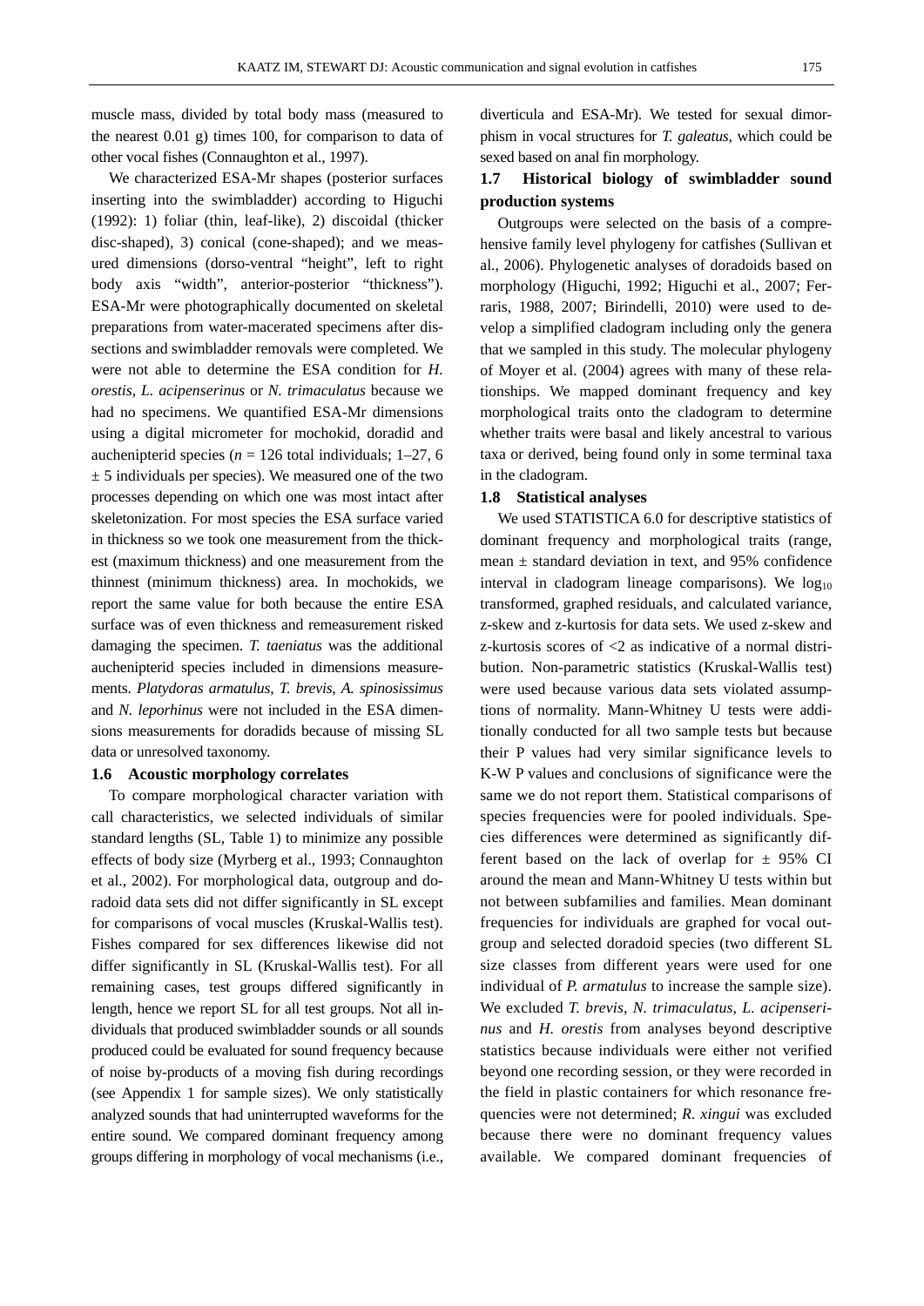muscle mass, divided by total body mass (measured to the nearest 0.01 g) times 100, for comparison to data of other vocal fishes (Connaughton et al., 1997).

We characterized ESA-Mr shapes (posterior surfaces inserting into the swimbladder) according to Higuchi (1992): 1) foliar (thin, leaf-like), 2) discoidal (thicker disc-shaped), 3) conical (cone-shaped); and we measured dimensions (dorso-ventral "height", left to right body axis "width", anterior-posterior "thickness"). ESA-Mr were photographically documented on skeletal preparations from water-macerated specimens after dissections and swimbladder removals were completed. We were not able to determine the ESA condition for *H. orestis*, *L. acipenserinus* or *N. trimaculatus* because we had no specimens. We quantified ESA-Mr dimensions using a digital micrometer for mochokid, doradid and auchenipterid species ($n$ = 126 total individuals; 1–27, 6 ± 5 individuals per species). We measured one of the two processes depending on which one was most intact after skeletonization. For most species the ESA surface varied in thickness so we took one measurement from the thickest (maximum thickness) and one measurement from the thinnest (minimum thickness) area. In mochokids, we report the same value for both because the entire ESA surface was of even thickness and remeasurement risked damaging the specimen. *T. taeniatus* was the additional auchenipterid species included in dimensions measurements. *Platydoras armatulus*, *T. brevis*, *A. spinosissimus* and *N. leporhinus* were not included in the ESA dimensions measurements for doradids because of missing SL data or unresolved taxonomy.

### 1.6 Acoustic morphology correlates

To compare morphological character variation with call characteristics, we selected individuals of similar standard lengths (SL, Table 1) to minimize any possible effects of body size (Myrberg et al., 1993; Connaughton et al., 2002). For morphological data, outgroup and doradoid data sets did not differ significantly in SL except for comparisons of vocal muscles (Kruskal-Wallis test). Fishes compared for sex differences likewise did not differ significantly in SL (Kruskal-Wallis test). For all remaining cases, test groups differed significantly in length, hence we report SL for all test groups. Not all individuals that produced swimbladder sounds or all sounds produced could be evaluated for sound frequency because of noise by-products of a moving fish during recordings (see Appendix 1 for sample sizes). We only statistically analyzed sounds that had uninterrupted waveforms for the entire sound. We compared dominant frequency among groups differing in morphology of vocal mechanisms (i.e., diverticula and ESA-Mr). We tested for sexual dimorphism in vocal structures for *T. galeatus*, which could be sexed based on anal fin morphology.

### 1.7 Historical biology of swimbladder sound production systems

Outgroups were selected on the basis of a comprehensive family level phylogeny for catfishes (Sullivan et al., 2006). Phylogenetic analyses of doradoids based on morphology (Higuchi, 1992; Higuchi et al., 2007; Ferraris, 1988, 2007; Birindelli, 2010) were used to develop a simplified cladogram including only the genera that we sampled in this study. The molecular phylogeny of Moyer et al. (2004) agrees with many of these relationships. We mapped dominant frequency and key morphological traits onto the cladogram to determine whether traits were basal and likely ancestral to various taxa or derived, being found only in some terminal taxa in the cladogram.

### 1.8 Statistical analyses

We used STATISTICA 6.0 for descriptive statistics of dominant frequency and morphological traits (range, mean ± standard deviation in text, and 95% confidence interval in cladogram lineage comparisons). We $\log_{10}$ transformed, graphed residuals, and calculated variance, z-skew and z-kurtosis for data sets. We used z-skew and z-kurtosis scores of <2 as indicative of a normal distribution. Non-parametric statistics (Kruskal-Wallis test) were used because various data sets violated assumptions of normality. Mann-Whitney U tests were additionally conducted for all two sample tests but because their P values had very similar significance levels to K-W P values and conclusions of significance were the same we do not report them. Statistical comparisons of species frequencies were for pooled individuals. Species differences were determined as significantly different based on the lack of overlap for ± 95% CI around the mean and Mann-Whitney U tests within but not between subfamilies and families. Mean dominant frequencies for individuals are graphed for vocal outgroup and selected doradoid species (two different SL size classes from different years were used for one individual of *P. armatulus* to increase the sample size). We excluded *T. brevis*, *N. trimaculatus*, *L. acipenserinus* and *H. orestis* from analyses beyond descriptive statistics because individuals were either not verified beyond one recording session, or they were recorded in the field in plastic containers for which resonance frequencies were not determined; *R. xingui* was excluded because there were no dominant frequency values available. We compared dominant frequencies of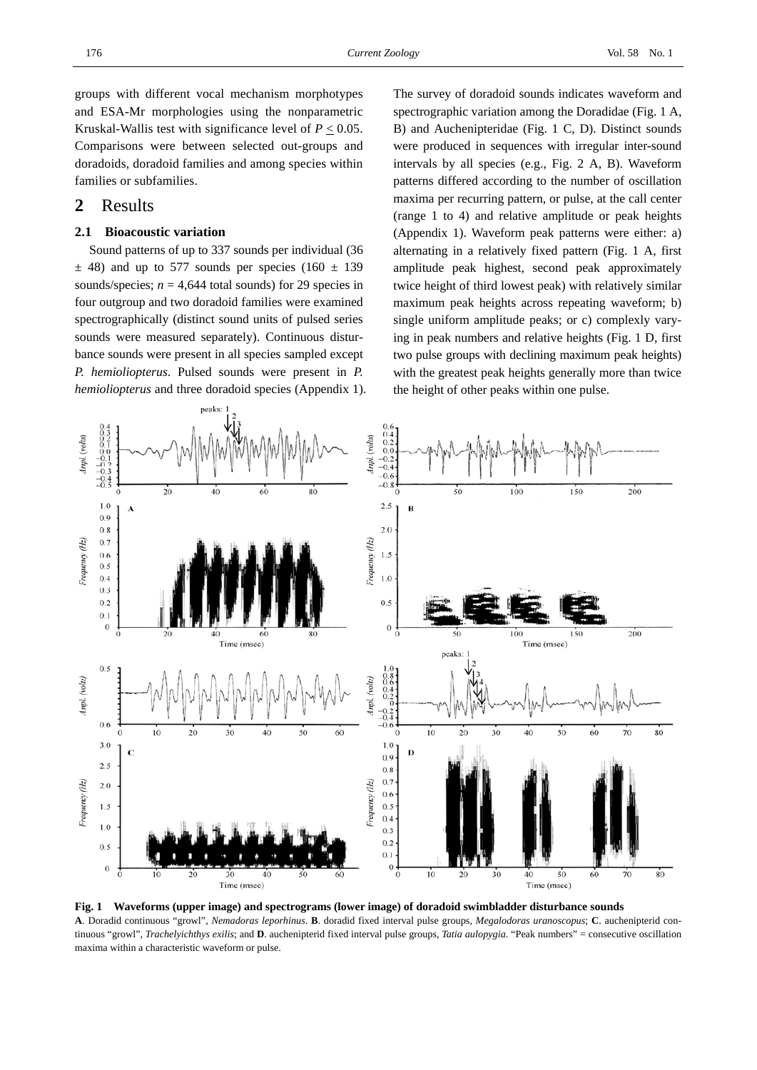groups with different vocal mechanism morphotypes and ESA-Mr morphologies using the nonparametric Kruskal-Wallis test with significance level of $P \leq 0.05$. Comparisons were between selected out-groups and doradoids, doradoid families and among species within families or subfamilies.

## 2 Results

### 2.1 Bioacoustic variation

Sound patterns of up to 337 sounds per individual (36 ± 48) and up to 577 sounds per species (160 ± 139 sounds/species; $n$ = 4,644 total sounds) for 29 species in four outgroup and two doradoid families were examined spectrographically (distinct sound units of pulsed series sounds were measured separately). Continuous disturbance sounds were present in all species sampled except *P. hemioliopterus*. Pulsed sounds were present in *P. hemioliopterus* and three doradoid species (Appendix 1). The survey of doradoid sounds indicates waveform and spectrographic variation among the Doradidae (Fig. 1 A, B) and Auchenipteridae (Fig. 1 C, D). Distinct sounds were produced in sequences with irregular inter-sound intervals by all species (e.g., Fig. 2 A, B). Waveform patterns differed according to the number of oscillation maxima per recurring pattern, or pulse, at the call center (range 1 to 4) and relative amplitude or peak heights (Appendix 1). Waveform peak patterns were either: a) alternating in a relatively fixed pattern (Fig. 1 A, first amplitude peak highest, second peak approximately twice height of third lowest peak) with relatively similar maximum peak heights across repeating waveform; b) single uniform amplitude peaks; or c) complexly varying in peak numbers and relative heights (Fig. 1 D, first two pulse groups with declining maximum peak heights) with the greatest peak heights generally more than twice the height of other peaks within one pulse.

**Fig. 1 Waveforms (upper image) and spectrograms (lower image) of doradoid swimbladder disturbance sounds**

**A**. Doradid continuous "growl", *Nemadoras leporhinus*. **B**. doradid fixed interval pulse groups, *Megalodoras uranoscopus*; **C**. auchenipterid continuous "growl", *Trachelyichthys exilis*; and **D**. auchenipterid fixed interval pulse groups, *Tatia aulopygia*. "Peak numbers" = consecutive oscillation maxima within a characteristic waveform or pulse.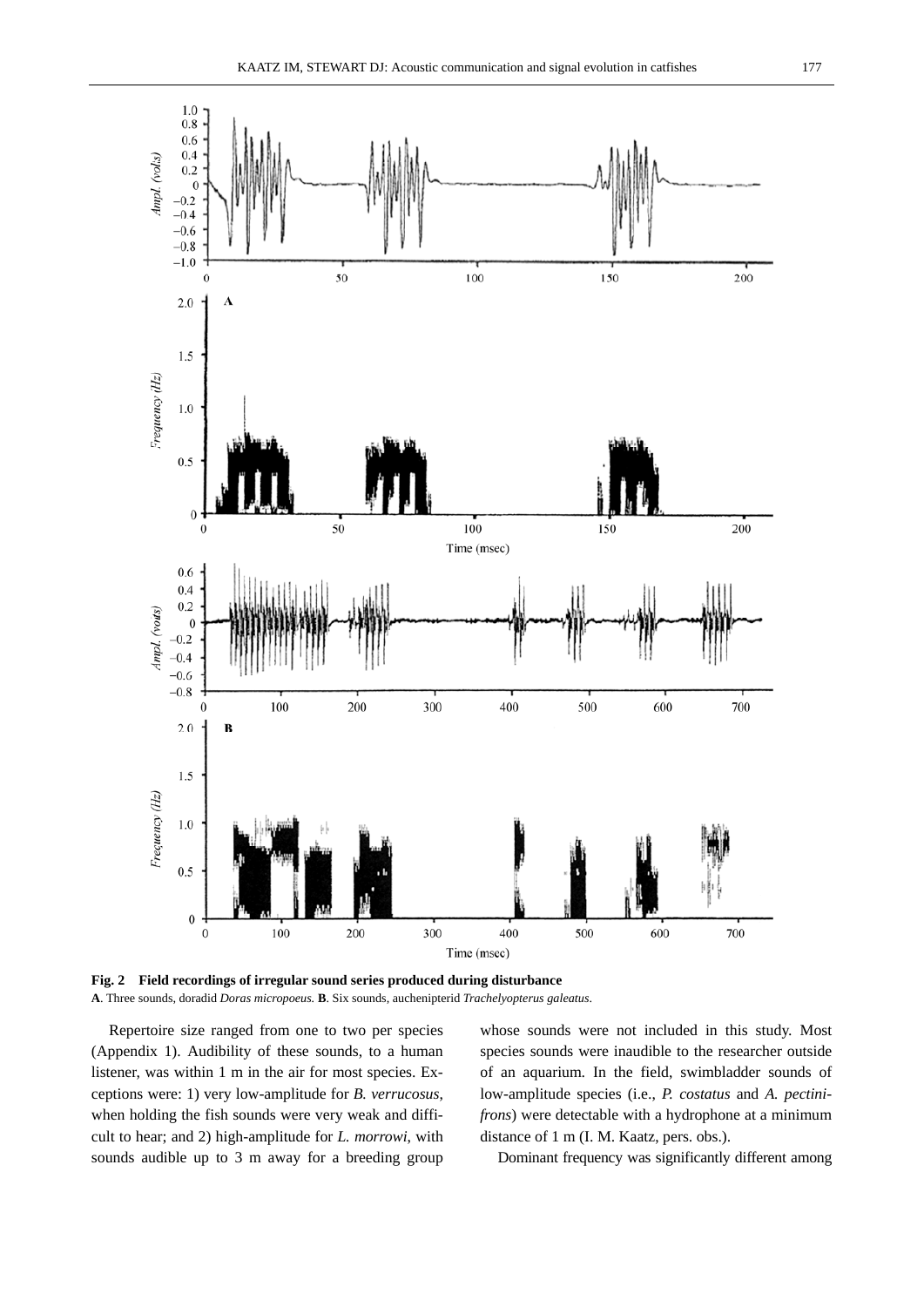**Fig. 2 Field recordings of irregular sound series produced during disturbance**
**A**. Three sounds, doradid *Doras micropoeus*. **B**. Six sounds, auchenipterid *Trachelyopterus galeatus*.

Repertoire size ranged from one to two per species (Appendix 1). Audibility of these sounds, to a human listener, was within 1 m in the air for most species. Exceptions were: 1) very low-amplitude for *B. verrucosus*, when holding the fish sounds were very weak and difficult to hear; and 2) high-amplitude for *L. morrowi*, with sounds audible up to 3 m away for a breeding group whose sounds were not included in this study. Most species sounds were inaudible to the researcher outside of an aquarium. In the field, swimbladder sounds of low-amplitude species (i.e., *P. costatus* and *A. pectinifrons*) were detectable with a hydrophone at a minimum distance of 1 m (I. M. Kaatz, pers. obs.).

Dominant frequency was significantly different among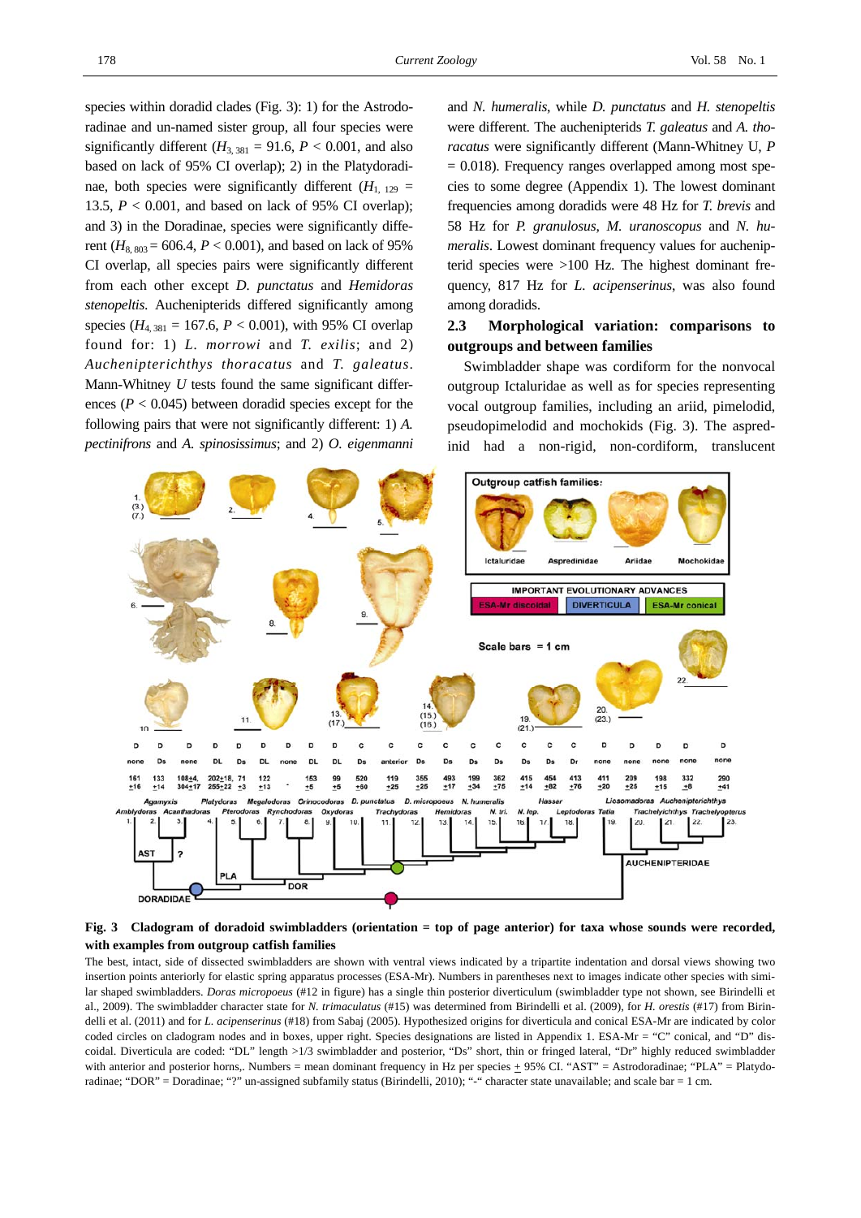species within doradid clades (Fig. 3): 1) for the Astrodoradinae and un-named sister group, all four species were significantly different ($H_{3,\,381}$ = 91.6, $P$ < 0.001, and also based on lack of 95% CI overlap); 2) in the Platydoradinae, both species were significantly different ($H_{1,\,129}$ = 13.5, $P$ < 0.001, and based on lack of 95% CI overlap); and 3) in the Doradinae, species were significantly different ($H_{8,\,803}$ = 606.4, $P$ < 0.001), and based on lack of 95% CI overlap, all species pairs were significantly different from each other except *D. punctatus* and *Hemidoras stenopeltis*. Auchenipterids differed significantly among species ($H_{4,\,381}$ = 167.6, $P$ < 0.001), with 95% CI overlap found for: 1) *L. morrowi* and *T. exilis*; and 2) *Auchenipterichthys thoracatus* and *T. galeatus*. Mann-Whitney *U* tests found the same significant differences ($P$ < 0.045) between doradid species except for the following pairs that were not significantly different: 1) *A. pectinifrons* and *A. spinosissimus*; and 2) *O. eigenmanni* and *N. humeralis*, while *D. punctatus* and *H. stenopeltis* were different. The auchenipterids *T. galeatus* and *A. thoracatus* were significantly different (Mann-Whitney U, $P$ = 0.018). Frequency ranges overlapped among most species to some degree (Appendix 1). The lowest dominant frequencies among doradids were 48 Hz for *T. brevis* and 58 Hz for *P. granulosus*, *M. uranoscopus* and *N. humeralis*. Lowest dominant frequency values for auchenipterid species were >100 Hz. The highest dominant frequency, 817 Hz for *L. acipenserinus*, was also found among doradids.

### 2.3 Morphological variation: comparisons to outgroups and between families

Swimbladder shape was cordiform for the nonvocal outgroup Ictaluridae as well as for species representing vocal outgroup families, including an ariid, pimelodid, pseudopimelodid and mochokids (Fig. 3). The aspredinid had a non-rigid, non-cordiform, translucent

**Fig. 3 Cladogram of doradoid swimbladders (orientation = top of page anterior) for taxa whose sounds were recorded, with examples from outgroup catfish families**

The best, intact, side of dissected swimbladders are shown with ventral views indicated by a tripartite indentation and dorsal views showing two insertion points anteriorly for elastic spring apparatus processes (ESA-Mr). Numbers in parentheses next to images indicate other species with similar shaped swimbladders. *Doras micropoeus* (#12 in figure) has a single thin posterior diverticulum (swimbladder type not shown, see Birindelli et al., 2009). The swimbladder character state for *N. trimaculatus* (#15) was determined from Birindelli et al. (2009), for *H. orestis* (#17) from Birindelli et al. (2011) and for *L. acipenserinus* (#18) from Sabaj (2005). Hypothesized origins for diverticula and conical ESA-Mr are indicated by color coded circles on cladogram nodes and in boxes, upper right. Species designations are listed in Appendix 1. ESA-Mr = "C" conical, and "D" discoidal. Diverticula are coded: "DL" length >1/3 swimbladder and posterior, "Ds" short, thin or fringed lateral, "Dr" highly reduced swimbladder with anterior and posterior horns,. Numbers = mean dominant frequency in Hz per species ± 95% CI. "AST" = Astrodoradinae; "PLA" = Platydoradinae; "DOR" = Doradinae; "?" un-assigned subfamily status (Birindelli, 2010); "-" character state unavailable; and scale bar = 1 cm.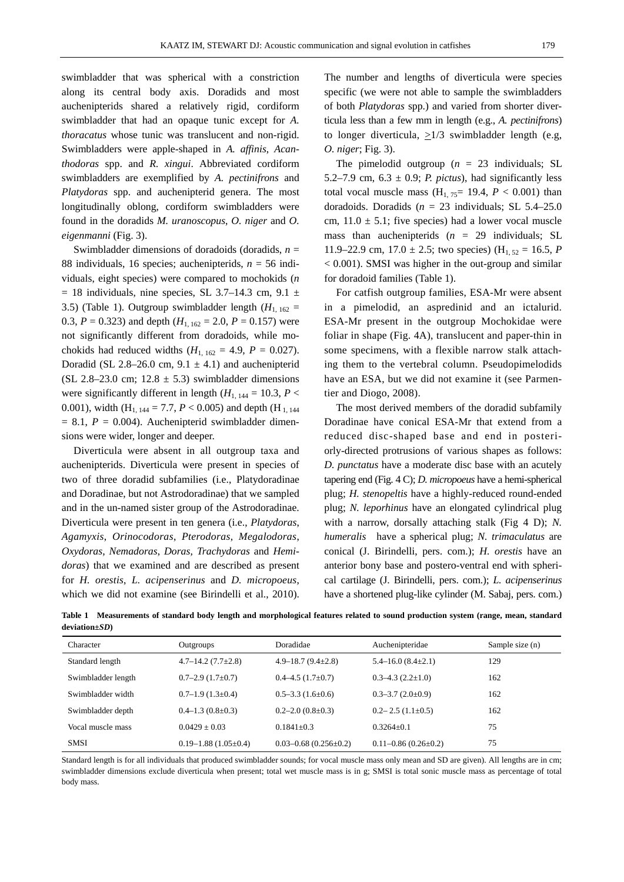swimbladder that was spherical with a constriction along its central body axis. Doradids and most auchenipterids shared a relatively rigid, cordiform swimbladder that had an opaque tunic except for *A. thoracatus* whose tunic was translucent and non-rigid. Swimbladders were apple-shaped in *A. affinis*, *Acanthodoras* spp. and *R. xingui*. Abbreviated cordiform swimbladders are exemplified by *A. pectinifrons* and *Platydoras* spp. and auchenipterid genera. The most longitudinally oblong, cordiform swimbladders were found in the doradids *M. uranoscopus*, *O. niger* and *O. eigenmanni* (Fig. 3).

Swimbladder dimensions of doradoids (doradids, $n$ = 88 individuals, 16 species; auchenipterids, $n$ = 56 individuals, eight species) were compared to mochokids ($n$ = 18 individuals, nine species, SL 3.7–14.3 cm, 9.1 ± 3.5) (Table 1). Outgroup swimbladder length ($H_{1,\,162}$ = 0.3, $P$ = 0.323) and depth ($H_{1,\,162}$ = 2.0, $P$ = 0.157) were not significantly different from doradoids, while mochokids had reduced widths ($H_{1,\,162}$ = 4.9, $P$ = 0.027). Doradid (SL 2.8–26.0 cm, 9.1 ± 4.1) and auchenipterid (SL 2.8–23.0 cm; 12.8 ± 5.3) swimbladder dimensions were significantly different in length ($H_{1,\,144}$ = 10.3, $P$ < 0.001), width ($H_{1,\,144}$ = 7.7, $P$ < 0.005) and depth ($H_{1,\,144}$ = 8.1, $P$ = 0.004). Auchenipterid swimbladder dimensions were wider, longer and deeper.

Diverticula were absent in all outgroup taxa and auchenipterids. Diverticula were present in species of two of three doradid subfamilies (i.e., Platydoradinae and Doradinae, but not Astrodoradinae) that we sampled and in the un-named sister group of the Astrodoradinae. Diverticula were present in ten genera (i.e., *Platydoras*, *Agamyxis*, *Orinocodoras*, *Pterodoras*, *Megalodoras*, *Oxydoras*, *Nemadoras*, *Doras*, *Trachydoras* and *Hemidoras*) that we examined and are described as present for *H. orestis*, *L. acipenserinus* and *D. micropoeus*, which we did not examine (see Birindelli et al., 2010). The number and lengths of diverticula were species specific (we were not able to sample the swimbladders of both *Platydoras* spp.) and varied from shorter diverticula less than a few mm in length (e.g., *A. pectinifrons*) to longer diverticula, ≥1/3 swimbladder length (e.g, *O. niger*; Fig. 3).

The pimelodid outgroup ($n$ = 23 individuals; SL 5.2–7.9 cm, 6.3 ± 0.9; *P. pictus*), had significantly less total vocal muscle mass ($H_{1,\,75}$= 19.4, $P$ < 0.001) than doradoids. Doradids ($n$ = 23 individuals; SL 5.4–25.0 cm, 11.0 ± 5.1; five species) had a lower vocal muscle mass than auchenipterids ($n$ = 29 individuals; SL 11.9–22.9 cm, 17.0 ± 2.5; two species) ($H_{1,\,52}$ = 16.5, $P$ < 0.001). SMSI was higher in the out-group and similar for doradoid families (Table 1).

For catfish outgroup families, ESA-Mr were absent in a pimelodid, an aspredinid and an ictalurid. ESA-Mr present in the outgroup Mochokidae were foliar in shape (Fig. 4A), translucent and paper-thin in some specimens, with a flexible narrow stalk attaching them to the vertebral column. Pseudopimelodids have an ESA, but we did not examine it (see Parmentier and Diogo, 2008).

The most derived members of the doradid subfamily Doradinae have conical ESA-Mr that extend from a reduced disc-shaped base and end in posteriorly-directed protrusions of various shapes as follows: *D. punctatus* have a moderate disc base with an acutely tapering end (Fig. 4 C); *D. micropoeus* have a hemi-spherical plug; *H. stenopeltis* have a highly-reduced round-ended plug; *N. leporhinus* have an elongated cylindrical plug with a narrow, dorsally attaching stalk (Fig 4 D); *N. humeralis* have a spherical plug; *N. trimaculatus* are conical (J. Birindelli, pers. com.); *H. orestis* have an anterior bony base and postero-ventral end with spherical cartilage (J. Birindelli, pers. com.); *L. acipenserinus* have a shortened plug-like cylinder (M. Sabaj, pers. com.)

**Table 1 Measurements of standard body length and morphological features related to sound production system (range, mean, standard deviation±*SD*)**

| Character | Outgroups | Doradidae | Auchenipteridae | Sample size (n) |
|---|---|---|---|---|
| Standard length | 4.7–14.2 (7.7±2.8) | 4.9–18.7 (9.4±2.8) | 5.4–16.0 (8.4±2.1) | 129 |
| Swimbladder length | 0.7–2.9 (1.7±0.7) | 0.4–4.5 (1.7±0.7) | 0.3–4.3 (2.2±1.0) | 162 |
| Swimbladder width | 0.7–1.9 (1.3±0.4) | 0.5–3.3 (1.6±0.6) | 0.3–3.7 (2.0±0.9) | 162 |
| Swimbladder depth | 0.4–1.3 (0.8±0.3) | 0.2–2.0 (0.8±0.3) | 0.2– 2.5 (1.1±0.5) | 162 |
| Vocal muscle mass | 0.0429 ± 0.03 | 0.1841±0.3 | 0.3264±0.1 | 75 |
| SMSI | 0.19–1.88 (1.05±0.4) | 0.03–0.68 (0.256±0.2) | 0.11–0.86 (0.26±0.2) | 75 |

Standard length is for all individuals that produced swimbladder sounds; for vocal muscle mass only mean and SD are given). All lengths are in cm; swimbladder dimensions exclude diverticula when present; total wet muscle mass is in g; SMSI is total sonic muscle mass as percentage of total body mass.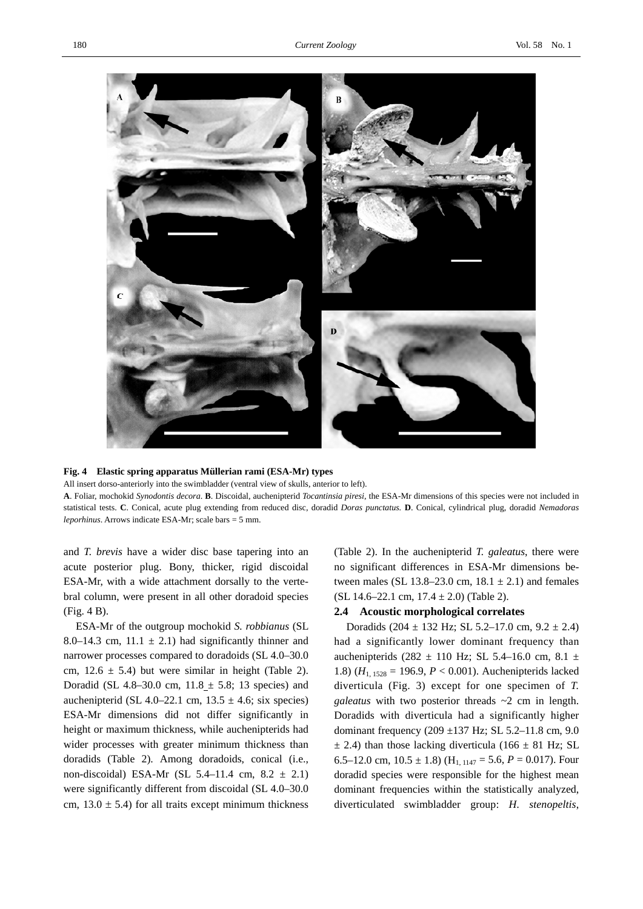**Fig. 4 Elastic spring apparatus Müllerian rami (ESA-Mr) types**

All insert dorso-anteriorly into the swimbladder (ventral view of skulls, anterior to left).

**A**. Foliar, mochokid *Synodontis decora*. **B**. Discoidal, auchenipterid *Tocantinsia piresi*, the ESA-Mr dimensions of this species were not included in statistical tests. **C**. Conical, acute plug extending from reduced disc, doradid *Doras punctatus.* **D**. Conical, cylindrical plug, doradid *Nemadoras leporhinus*. Arrows indicate ESA-Mr; scale bars = 5 mm.

and *T. brevis* have a wider disc base tapering into an acute posterior plug. Bony, thicker, rigid discoidal ESA-Mr, with a wide attachment dorsally to the vertebral column, were present in all other doradoid species (Fig. 4 B).

ESA-Mr of the outgroup mochokid *S. robbianus* (SL 8.0–14.3 cm, 11.1 ± 2.1) had significantly thinner and narrower processes compared to doradoids (SL 4.0–30.0 cm, 12.6 ± 5.4) but were similar in height (Table 2). Doradid (SL 4.8–30.0 cm, 11.8 ± 5.8; 13 species) and auchenipterid (SL 4.0–22.1 cm, 13.5 ± 4.6; six species) ESA-Mr dimensions did not differ significantly in height or maximum thickness, while auchenipterids had wider processes with greater minimum thickness than doradids (Table 2). Among doradoids, conical (i.e., non-discoidal) ESA-Mr (SL 5.4–11.4 cm, 8.2 ± 2.1) were significantly different from discoidal (SL 4.0–30.0 cm, 13.0 ± 5.4) for all traits except minimum thickness (Table 2). In the auchenipterid *T. galeatus*, there were no significant differences in ESA-Mr dimensions between males (SL 13.8–23.0 cm, 18.1 ± 2.1) and females (SL 14.6–22.1 cm, 17.4 ± 2.0) (Table 2).

### 2.4 Acoustic morphological correlates

Doradids (204 ± 132 Hz; SL 5.2–17.0 cm, 9.2 ± 2.4) had a significantly lower dominant frequency than auchenipterids (282 ± 110 Hz; SL 5.4–16.0 cm, 8.1 ± 1.8) ($H_{1,\,1528}$ = 196.9, $P$ < 0.001). Auchenipterids lacked diverticula (Fig. 3) except for one specimen of *T. galeatus* with two posterior threads ~2 cm in length. Doradids with diverticula had a significantly higher dominant frequency (209 ±137 Hz; SL 5.2–11.8 cm, 9.0 ± 2.4) than those lacking diverticula (166 ± 81 Hz; SL 6.5–12.0 cm, 10.5 ± 1.8) ($H_{1,\,1147}$ = 5.6, $P$ = 0.017). Four doradid species were responsible for the highest mean dominant frequencies within the statistically analyzed, diverticulated swimbladder group: *H. stenopeltis*,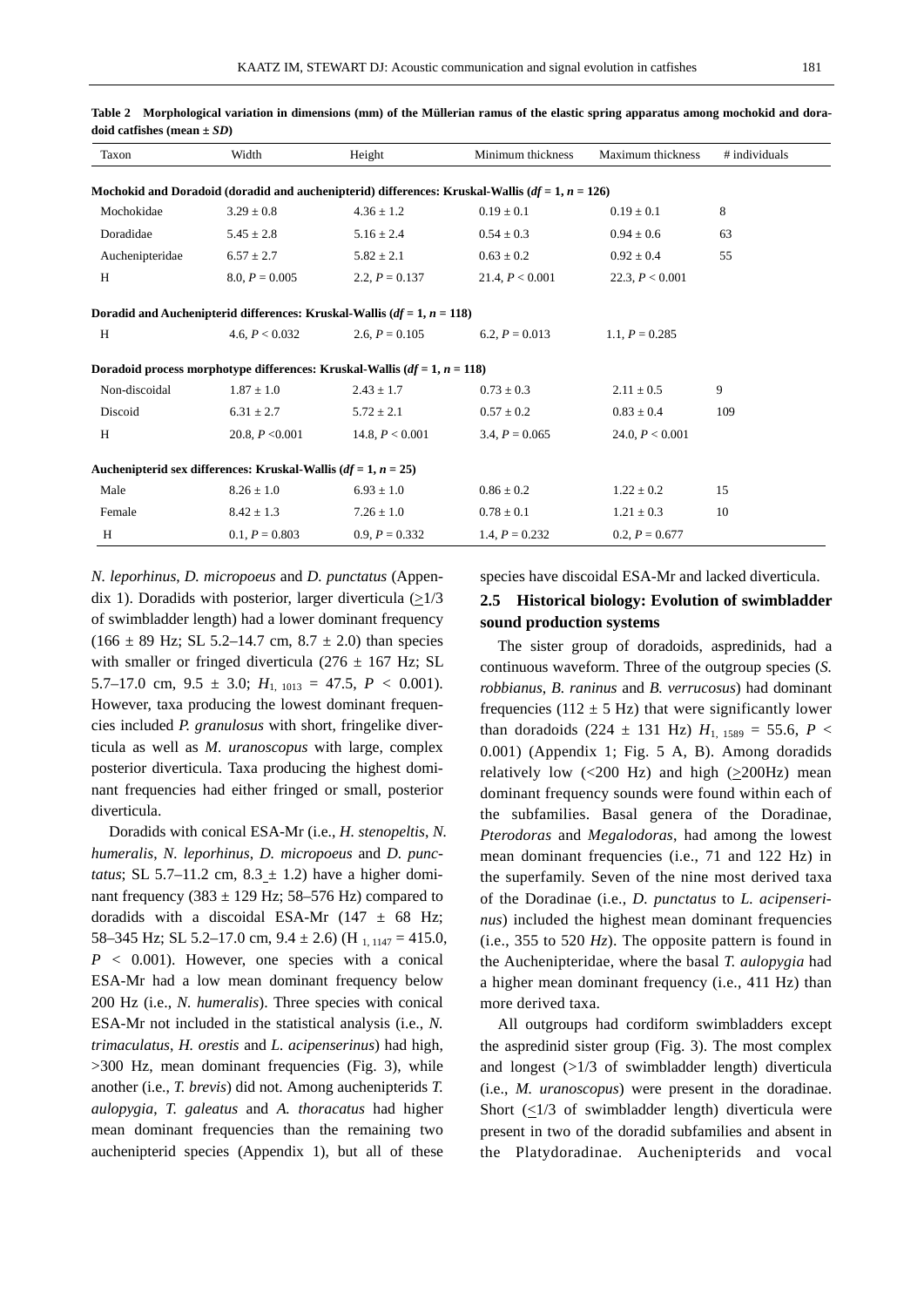**Table 2 Morphological variation in dimensions (mm) of the Müllerian ramus of the elastic spring apparatus among mochokid and doradoid catfishes (mean ± *SD*)**

| Taxon | Width | Height | Minimum thickness | Maximum thickness | # individuals |
|---|---|---|---|---|---|
| **Mochokid and Doradoid (doradid and auchenipterid) differences: Kruskal-Wallis ($df$ = 1, $n$ = 126)** | | | | | |
| Mochokidae | 3.29 ± 0.8 | 4.36 ± 1.2 | 0.19 ± 0.1 | 0.19 ± 0.1 | 8 |
| Doradidae | 5.45 ± 2.8 | 5.16 ± 2.4 | 0.54 ± 0.3 | 0.94 ± 0.6 | 63 |
| Auchenipteridae | 6.57 ± 2.7 | 5.82 ± 2.1 | 0.63 ± 0.2 | 0.92 ± 0.4 | 55 |
| H | 8.0, $P$ = 0.005 | 2.2, $P$ = 0.137 | 21.4, $P$ < 0.001 | 22.3, $P$ < 0.001 | |
| **Doradid and Auchenipterid differences: Kruskal-Wallis ($df$ = 1, $n$ = 118)** | | | | | |
| H | 4.6, $P$ < 0.032 | 2.6, $P$ = 0.105 | 6.2, $P$ = 0.013 | 1.1, $P$ = 0.285 | |
| **Doradoid process morphotype differences: Kruskal-Wallis ($df$ = 1, $n$ = 118)** | | | | | |
| Non-discoidal | 1.87 ± 1.0 | 2.43 ± 1.7 | 0.73 ± 0.3 | 2.11 ± 0.5 | 9 |
| Discoid | 6.31 ± 2.7 | 5.72 ± 2.1 | 0.57 ± 0.2 | 0.83 ± 0.4 | 109 |
| H | 20.8, $P$ <0.001 | 14.8, $P$ < 0.001 | 3.4, $P$ = 0.065 | 24.0, $P$ < 0.001 | |
| **Auchenipterid sex differences: Kruskal-Wallis ($df$ = 1, $n$ = 25)** | | | | | |
| Male | 8.26 ± 1.0 | 6.93 ± 1.0 | 0.86 ± 0.2 | 1.22 ± 0.2 | 15 |
| Female | 8.42 ± 1.3 | 7.26 ± 1.0 | 0.78 ± 0.1 | 1.21 ± 0.3 | 10 |
| H | 0.1, $P$ = 0.803 | 0.9, $P$ = 0.332 | 1.4, $P$ = 0.232 | 0.2, $P$ = 0.677 | |

*N. leporhinus*, *D. micropoeus* and *D. punctatus* (Appendix 1). Doradids with posterior, larger diverticula (≥1/3 of swimbladder length) had a lower dominant frequency (166 ± 89 Hz; SL 5.2–14.7 cm, 8.7 ± 2.0) than species with smaller or fringed diverticula (276 ± 167 Hz; SL 5.7–17.0 cm, 9.5 ± 3.0; $H_{1,\ 1013}$ = 47.5, $P$ < 0.001). However, taxa producing the lowest dominant frequencies included *P. granulosus* with short, fringelike diverticula as well as *M. uranoscopus* with large, complex posterior diverticula. Taxa producing the highest dominant frequencies had either fringed or small, posterior diverticula.

Doradids with conical ESA-Mr (i.e., *H. stenopeltis*, *N. humeralis*, *N. leporhinus*, *D. micropoeus* and *D. punctatus*; SL 5.7–11.2 cm, 8.3 ± 1.2) have a higher dominant frequency (383 ± 129 Hz; 58–576 Hz) compared to doradids with a discoidal ESA-Mr (147 ± 68 Hz; 58–345 Hz; SL 5.2–17.0 cm, 9.4 ± 2.6) (H $_{1,\ 1147}$ = 415.0, $P$ < 0.001). However, one species with a conical ESA-Mr had a low mean dominant frequency below 200 Hz (i.e., *N. humeralis*). Three species with conical ESA-Mr not included in the statistical analysis (i.e., *N. trimaculatus*, *H. orestis* and *L. acipenserinus*) had high, >300 Hz, mean dominant frequencies (Fig. 3), while another (i.e., *T. brevis*) did not. Among auchenipterids *T. aulopygia*, *T. galeatus* and *A. thoracatus* had higher mean dominant frequencies than the remaining two auchenipterid species (Appendix 1), but all of these species have discoidal ESA-Mr and lacked diverticula.

## 2.5 Historical biology: Evolution of swimbladder sound production systems

The sister group of doradoids, aspredinids, had a continuous waveform. Three of the outgroup species (*S. robbianus*, *B. raninus* and *B. verrucosus*) had dominant frequencies (112 ± 5 Hz) that were significantly lower than doradoids (224 ± 131 Hz) $H_{1,\ 1589}$ = 55.6, $P$ < 0.001) (Appendix 1; Fig. 5 A, B). Among doradids relatively low (<200 Hz) and high (≥200Hz) mean dominant frequency sounds were found within each of the subfamilies. Basal genera of the Doradinae, *Pterodoras* and *Megalodoras*, had among the lowest mean dominant frequencies (i.e., 71 and 122 Hz) in the superfamily. Seven of the nine most derived taxa of the Doradinae (i.e., *D. punctatus* to *L. acipenserinus*) included the highest mean dominant frequencies (i.e., 355 to 520 *Hz*). The opposite pattern is found in the Auchenipteridae, where the basal *T. aulopygia* had a higher mean dominant frequency (i.e., 411 Hz) than more derived taxa.

All outgroups had cordiform swimbladders except the aspredinid sister group (Fig. 3). The most complex and longest (>1/3 of swimbladder length) diverticula (i.e., *M. uranoscopus*) were present in the doradinae. Short (≤1/3 of swimbladder length) diverticula were present in two of the doradid subfamilies and absent in the Platydoradinae. Auchenipterids and vocal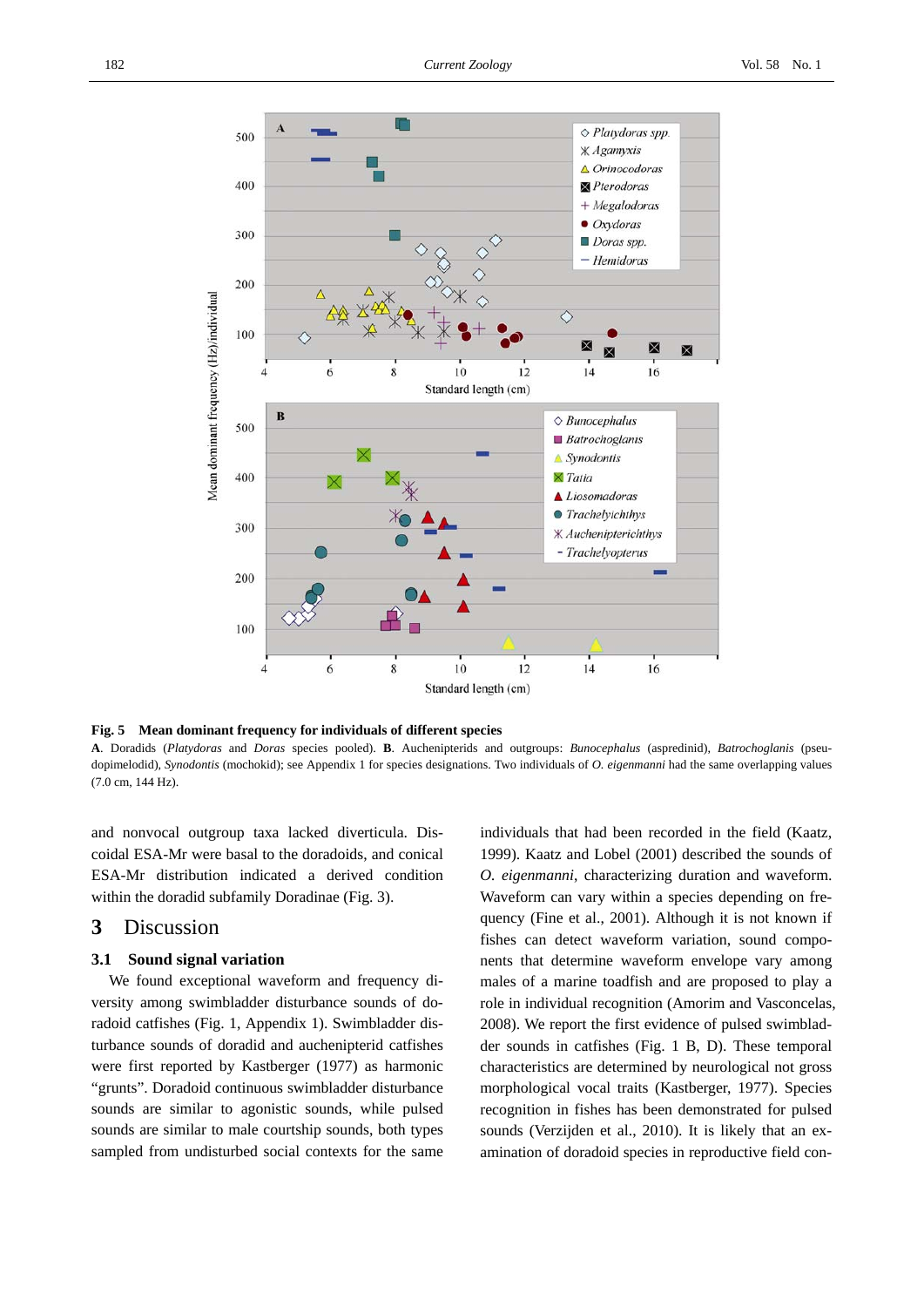**Fig. 5 Mean dominant frequency for individuals of different species**

**A**. Doradids (*Platydoras* and *Doras* species pooled). **B**. Auchenipterids and outgroups: *Bunocephalus* (aspredinid), *Batrochoglanis* (pseudopimelodid), *Synodontis* (mochokid); see Appendix 1 for species designations. Two individuals of *O. eigenmanni* had the same overlapping values (7.0 cm, 144 Hz).

and nonvocal outgroup taxa lacked diverticula. Discoidal ESA-Mr were basal to the doradoids, and conical ESA-Mr distribution indicated a derived condition within the doradid subfamily Doradinae (Fig. 3).

## 3 Discussion

### 3.1 Sound signal variation

We found exceptional waveform and frequency diversity among swimbladder disturbance sounds of doradoid catfishes (Fig. 1, Appendix 1). Swimbladder disturbance sounds of doradid and auchenipterid catfishes were first reported by Kastberger (1977) as harmonic "grunts". Doradoid continuous swimbladder disturbance sounds are similar to agonistic sounds, while pulsed sounds are similar to male courtship sounds, both types sampled from undisturbed social contexts for the same individuals that had been recorded in the field (Kaatz, 1999). Kaatz and Lobel (2001) described the sounds of *O. eigenmanni*, characterizing duration and waveform. Waveform can vary within a species depending on frequency (Fine et al., 2001). Although it is not known if fishes can detect waveform variation, sound components that determine waveform envelope vary among males of a marine toadfish and are proposed to play a role in individual recognition (Amorim and Vasconcelas, 2008). We report the first evidence of pulsed swimbladder sounds in catfishes (Fig. 1 B, D). These temporal characteristics are determined by neurological not gross morphological vocal traits (Kastberger, 1977). Species recognition in fishes has been demonstrated for pulsed sounds (Verzijden et al., 2010). It is likely that an examination of doradoid species in reproductive field con-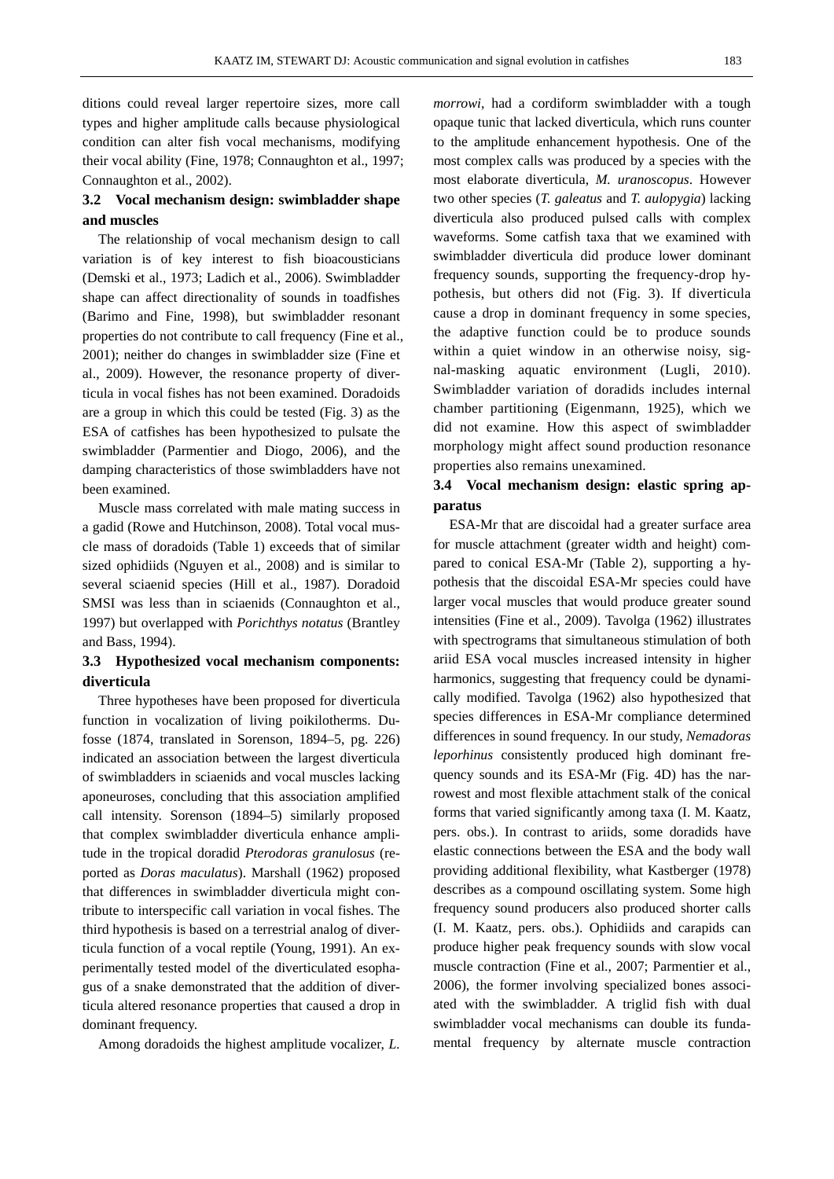ditions could reveal larger repertoire sizes, more call types and higher amplitude calls because physiological condition can alter fish vocal mechanisms, modifying their vocal ability (Fine, 1978; Connaughton et al., 1997; Connaughton et al., 2002).

### 3.2 Vocal mechanism design: swimbladder shape and muscles

The relationship of vocal mechanism design to call variation is of key interest to fish bioacousticians (Demski et al., 1973; Ladich et al., 2006). Swimbladder shape can affect directionality of sounds in toadfishes (Barimo and Fine, 1998), but swimbladder resonant properties do not contribute to call frequency (Fine et al., 2001); neither do changes in swimbladder size (Fine et al., 2009). However, the resonance property of diverticula in vocal fishes has not been examined. Doradoids are a group in which this could be tested (Fig. 3) as the ESA of catfishes has been hypothesized to pulsate the swimbladder (Parmentier and Diogo, 2006), and the damping characteristics of those swimbladders have not been examined.

Muscle mass correlated with male mating success in a gadid (Rowe and Hutchinson, 2008). Total vocal muscle mass of doradoids (Table 1) exceeds that of similar sized ophidiids (Nguyen et al., 2008) and is similar to several sciaenid species (Hill et al., 1987). Doradoid SMSI was less than in sciaenids (Connaughton et al., 1997) but overlapped with *Porichthys notatus* (Brantley and Bass, 1994).

### 3.3 Hypothesized vocal mechanism components: diverticula

Three hypotheses have been proposed for diverticula function in vocalization of living poikilotherms. Dufosse (1874, translated in Sorenson, 1894–5, pg. 226) indicated an association between the largest diverticula of swimbladders in sciaenids and vocal muscles lacking aponeuroses, concluding that this association amplified call intensity. Sorenson (1894–5) similarly proposed that complex swimbladder diverticula enhance amplitude in the tropical doradid *Pterodoras granulosus* (reported as *Doras maculatus*). Marshall (1962) proposed that differences in swimbladder diverticula might contribute to interspecific call variation in vocal fishes. The third hypothesis is based on a terrestrial analog of diverticula function of a vocal reptile (Young, 1991). An experimentally tested model of the diverticulated esophagus of a snake demonstrated that the addition of diverticula altered resonance properties that caused a drop in dominant frequency.

Among doradoids the highest amplitude vocalizer, *L. morrowi*, had a cordiform swimbladder with a tough opaque tunic that lacked diverticula, which runs counter to the amplitude enhancement hypothesis. One of the most complex calls was produced by a species with the most elaborate diverticula, *M. uranoscopus*. However two other species (*T. galeatus* and *T. aulopygia*) lacking diverticula also produced pulsed calls with complex waveforms. Some catfish taxa that we examined with swimbladder diverticula did produce lower dominant frequency sounds, supporting the frequency-drop hypothesis, but others did not (Fig. 3). If diverticula cause a drop in dominant frequency in some species, the adaptive function could be to produce sounds within a quiet window in an otherwise noisy, signal-masking aquatic environment (Lugli, 2010). Swimbladder variation of doradids includes internal chamber partitioning (Eigenmann, 1925), which we did not examine. How this aspect of swimbladder morphology might affect sound production resonance properties also remains unexamined.

### 3.4 Vocal mechanism design: elastic spring apparatus

ESA-Mr that are discoidal had a greater surface area for muscle attachment (greater width and height) compared to conical ESA-Mr (Table 2), supporting a hypothesis that the discoidal ESA-Mr species could have larger vocal muscles that would produce greater sound intensities (Fine et al., 2009). Tavolga (1962) illustrates with spectrograms that simultaneous stimulation of both ariid ESA vocal muscles increased intensity in higher harmonics, suggesting that frequency could be dynamically modified. Tavolga (1962) also hypothesized that species differences in ESA-Mr compliance determined differences in sound frequency. In our study, *Nemadoras leporhinus* consistently produced high dominant frequency sounds and its ESA-Mr (Fig. 4D) has the narrowest and most flexible attachment stalk of the conical forms that varied significantly among taxa (I. M. Kaatz, pers. obs.). In contrast to ariids, some doradids have elastic connections between the ESA and the body wall providing additional flexibility, what Kastberger (1978) describes as a compound oscillating system. Some high frequency sound producers also produced shorter calls (I. M. Kaatz, pers. obs.). Ophidiids and carapids can produce higher peak frequency sounds with slow vocal muscle contraction (Fine et al., 2007; Parmentier et al., 2006), the former involving specialized bones associated with the swimbladder. A triglid fish with dual swimbladder vocal mechanisms can double its fundamental frequency by alternate muscle contraction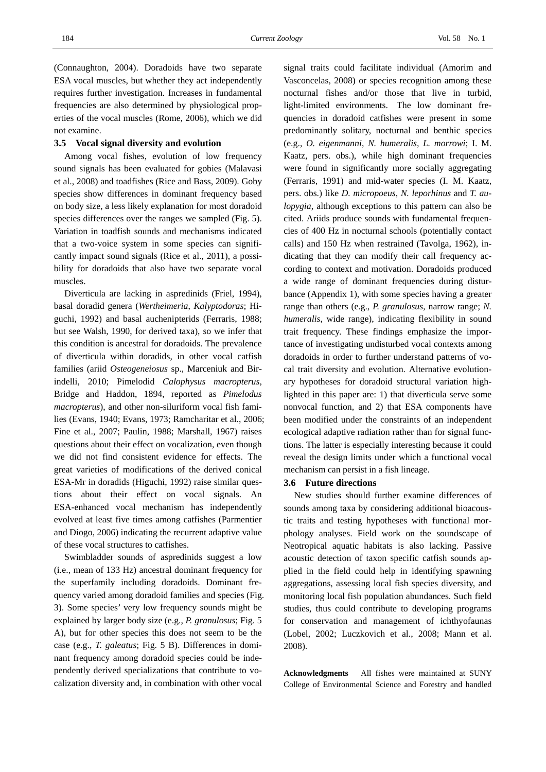(Connaughton, 2004). Doradoids have two separate ESA vocal muscles, but whether they act independently requires further investigation. Increases in fundamental frequencies are also determined by physiological properties of the vocal muscles (Rome, 2006), which we did not examine.

### 3.5 Vocal signal diversity and evolution

Among vocal fishes, evolution of low frequency sound signals has been evaluated for gobies (Malavasi et al., 2008) and toadfishes (Rice and Bass, 2009). Goby species show differences in dominant frequency based on body size, a less likely explanation for most doradoid species differences over the ranges we sampled (Fig. 5). Variation in toadfish sounds and mechanisms indicated that a two-voice system in some species can significantly impact sound signals (Rice et al., 2011), a possibility for doradoids that also have two separate vocal muscles.

Diverticula are lacking in aspredinids (Friel, 1994), basal doradid genera (*Wertheimeria*, *Kalyptodoras*; Higuchi, 1992) and basal auchenipterids (Ferraris, 1988; but see Walsh, 1990, for derived taxa), so we infer that this condition is ancestral for doradoids. The prevalence of diverticula within doradids, in other vocal catfish families (ariid *Osteogeneiosus* sp., Marceniuk and Birindelli, 2010; Pimelodid *Calophysus macropterus*, Bridge and Haddon, 1894, reported as *Pimelodus macropterus*), and other non-siluriform vocal fish families (Evans, 1940; Evans, 1973; Ramcharitar et al., 2006; Fine et al., 2007; Paulin, 1988; Marshall, 1967) raises questions about their effect on vocalization, even though we did not find consistent evidence for effects. The great varieties of modifications of the derived conical ESA-Mr in doradids (Higuchi, 1992) raise similar questions about their effect on vocal signals. An ESA-enhanced vocal mechanism has independently evolved at least five times among catfishes (Parmentier and Diogo, 2006) indicating the recurrent adaptive value of these vocal structures to catfishes.

Swimbladder sounds of aspredinids suggest a low (i.e., mean of 133 Hz) ancestral dominant frequency for the superfamily including doradoids. Dominant frequency varied among doradoid families and species (Fig. 3). Some species' very low frequency sounds might be explained by larger body size (e.g., *P. granulosus*; Fig. 5 A), but for other species this does not seem to be the case (e.g., *T. galeatus*; Fig. 5 B). Differences in dominant frequency among doradoid species could be independently derived specializations that contribute to vocalization diversity and, in combination with other vocal signal traits could facilitate individual (Amorim and Vasconcelas, 2008) or species recognition among these nocturnal fishes and/or those that live in turbid, light-limited environments. The low dominant frequencies in doradoid catfishes were present in some predominantly solitary, nocturnal and benthic species (e.g., *O. eigenmanni*, *N. humeralis, L. morrowi*; I. M. Kaatz, pers. obs.), while high dominant frequencies were found in significantly more socially aggregating (Ferraris, 1991) and mid-water species (I. M. Kaatz, pers. obs.) like *D. micropoeus*, *N. leporhinus* and *T. aulopygia*, although exceptions to this pattern can also be cited. Ariids produce sounds with fundamental frequencies of 400 Hz in nocturnal schools (potentially contact calls) and 150 Hz when restrained (Tavolga, 1962), indicating that they can modify their call frequency according to context and motivation. Doradoids produced a wide range of dominant frequencies during disturbance (Appendix 1), with some species having a greater range than others (e.g., *P. granulosus*, narrow range; *N. humeralis*, wide range), indicating flexibility in sound trait frequency. These findings emphasize the importance of investigating undisturbed vocal contexts among doradoids in order to further understand patterns of vocal trait diversity and evolution. Alternative evolutionary hypotheses for doradoid structural variation highlighted in this paper are: 1) that diverticula serve some nonvocal function, and 2) that ESA components have been modified under the constraints of an independent ecological adaptive radiation rather than for signal functions. The latter is especially interesting because it could reveal the design limits under which a functional vocal mechanism can persist in a fish lineage.

### 3.6 Future directions

New studies should further examine differences of sounds among taxa by considering additional bioacoustic traits and testing hypotheses with functional morphology analyses. Field work on the soundscape of Neotropical aquatic habitats is also lacking. Passive acoustic detection of taxon specific catfish sounds applied in the field could help in identifying spawning aggregations, assessing local fish species diversity, and monitoring local fish population abundances. Such field studies, thus could contribute to developing programs for conservation and management of ichthyofaunas (Lobel, 2002; Luczkovich et al., 2008; Mann et al. 2008).

**Acknowledgments** All fishes were maintained at SUNY College of Environmental Science and Forestry and handled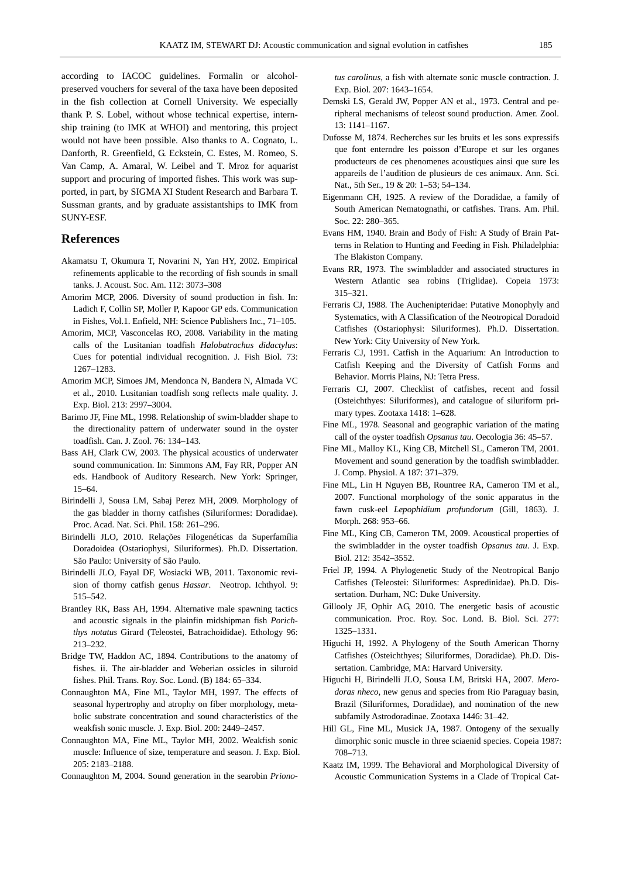according to IACOC guidelines. Formalin or alcohol-preserved vouchers for several of the taxa have been deposited in the fish collection at Cornell University. We especially thank P. S. Lobel, without whose technical expertise, internship training (to IMK at WHOI) and mentoring, this project would not have been possible. Also thanks to A. Cognato, L. Danforth, R. Greenfield, G. Eckstein, C. Estes, M. Romeo, S. Van Camp, A. Amaral, W. Leibel and T. Mroz for aquarist support and procuring of imported fishes. This work was supported, in part, by SIGMA XI Student Research and Barbara T. Sussman grants, and by graduate assistantships to IMK from SUNY-ESF.

## References

Akamatsu T, Okumura T, Novarini N, Yan HY, 2002. Empirical refinements applicable to the recording of fish sounds in small tanks. J. Acoust. Soc. Am. 112: 3073–308

Amorim MCP, 2006. Diversity of sound production in fish. In: Ladich F, Collin SP, Moller P, Kapoor GP eds. Communication in Fishes, Vol.1. Enfield, NH: Science Publishers Inc., 71–105.

Amorim, MCP, Vasconcelas RO, 2008. Variability in the mating calls of the Lusitanian toadfish *Halobatrachus didactylus*: Cues for potential individual recognition. J. Fish Biol. 73: 1267–1283.

Amorim MCP, Simoes JM, Mendonca N, Bandera N, Almada VC et al., 2010. Lusitanian toadfish song reflects male quality. J. Exp. Biol. 213: 2997–3004.

Barimo JF, Fine ML, 1998. Relationship of swim-bladder shape to the directionality pattern of underwater sound in the oyster toadfish. Can. J. Zool. 76: 134–143.

Bass AH, Clark CW, 2003. The physical acoustics of underwater sound communication. In: Simmons AM, Fay RR, Popper AN eds. Handbook of Auditory Research. New York: Springer, 15–64.

Birindelli J, Sousa LM, Sabaj Perez MH, 2009. Morphology of the gas bladder in thorny catfishes (Siluriformes: Doradidae). Proc. Acad. Nat. Sci. Phil. 158: 261–296.

Birindelli JLO, 2010. Relações Filogenéticas da Superfamília Doradoidea (Ostariophysi, Siluriformes). Ph.D. Dissertation. São Paulo: University of São Paulo.

Birindelli JLO, Fayal DF, Wosiacki WB, 2011. Taxonomic revision of thorny catfish genus *Hassar*. Neotrop. Ichthyol. 9: 515–542.

Brantley RK, Bass AH, 1994. Alternative male spawning tactics and acoustic signals in the plainfin midshipman fish *Porichthys notatus* Girard (Teleostei, Batrachoididae). Ethology 96: 213–232.

Bridge TW, Haddon AC, 1894. Contributions to the anatomy of fishes. ii. The air-bladder and Weberian ossicles in siluroid fishes. Phil. Trans. Roy. Soc. Lond. (B) 184: 65–334.

Connaughton MA, Fine ML, Taylor MH, 1997. The effects of seasonal hypertrophy and atrophy on fiber morphology, metabolic substrate concentration and sound characteristics of the weakfish sonic muscle. J. Exp. Biol. 200: 2449–2457.

Connaughton MA, Fine ML, Taylor MH, 2002. Weakfish sonic muscle: Influence of size, temperature and season. J. Exp. Biol. 205: 2183–2188.

Connaughton M, 2004. Sound generation in the searobin *Prionotus carolinus*, a fish with alternate sonic muscle contraction. J. Exp. Biol. 207: 1643–1654.

Demski LS, Gerald JW, Popper AN et al., 1973. Central and peripheral mechanisms of teleost sound production. Amer. Zool. 13: 1141–1167.

Dufosse M, 1874. Recherches sur les bruits et les sons expressifs que font enterndre les poisson d'Europe et sur les organes producteurs de ces phenomenes acoustiques ainsi que sure les appareils de l'audition de plusieurs de ces animaux. Ann. Sci. Nat., 5th Ser., 19 & 20: 1–53; 54–134.

Eigenmann CH, 1925. A review of the Doradidae, a family of South American Nematognathi, or catfishes. Trans. Am. Phil. Soc. 22: 280–365.

Evans HM, 1940. Brain and Body of Fish: A Study of Brain Patterns in Relation to Hunting and Feeding in Fish. Philadelphia: The Blakiston Company.

Evans RR, 1973. The swimbladder and associated structures in Western Atlantic sea robins (Triglidae). Copeia 1973: 315–321.

Ferraris CJ, 1988. The Auchenipteridae: Putative Monophyly and Systematics, with A Classification of the Neotropical Doradoid Catfishes (Ostariophysi: Siluriformes). Ph.D. Dissertation. New York: City University of New York.

Ferraris CJ, 1991. Catfish in the Aquarium: An Introduction to Catfish Keeping and the Diversity of Catfish Forms and Behavior. Morris Plains, NJ: Tetra Press.

Ferraris CJ, 2007. Checklist of catfishes, recent and fossil (Osteichthyes: Siluriformes), and catalogue of siluriform primary types. Zootaxa 1418: 1–628.

Fine ML, 1978. Seasonal and geographic variation of the mating call of the oyster toadfish *Opsanus tau*. Oecologia 36: 45–57.

Fine ML, Malloy KL, King CB, Mitchell SL, Cameron TM, 2001. Movement and sound generation by the toadfish swimbladder. J. Comp. Physiol. A 187: 371–379.

Fine ML, Lin H Nguyen BB, Rountree RA, Cameron TM et al., 2007. Functional morphology of the sonic apparatus in the fawn cusk-eel *Lepophidium profundorum* (Gill, 1863). J. Morph. 268: 953–66.

Fine ML, King CB, Cameron TM, 2009. Acoustical properties of the swimbladder in the oyster toadfish *Opsanus tau*. J. Exp. Biol. 212: 3542–3552.

Friel JP, 1994. A Phylogenetic Study of the Neotropical Banjo Catfishes (Teleostei: Siluriformes: Aspredinidae). Ph.D. Dissertation. Durham, NC: Duke University.

Gillooly JF, Ophir AG, 2010. The energetic basis of acoustic communication. Proc. Roy. Soc. Lond. B. Biol. Sci. 277: 1325–1331.

Higuchi H, 1992. A Phylogeny of the South American Thorny Catfishes (Osteichthyes; Siluriformes, Doradidae). Ph.D. Dissertation. Cambridge, MA: Harvard University.

Higuchi H, Birindelli JLO, Sousa LM, Britski HA, 2007. *Merodoras nheco*, new genus and species from Rio Paraguay basin, Brazil (Siluriformes, Doradidae), and nomination of the new subfamily Astrodoradinae. Zootaxa 1446: 31–42.

Hill GL, Fine ML, Musick JA, 1987. Ontogeny of the sexually dimorphic sonic muscle in three sciaenid species. Copeia 1987: 708–713.

Kaatz IM, 1999. The Behavioral and Morphological Diversity of Acoustic Communication Systems in a Clade of Tropical Cat-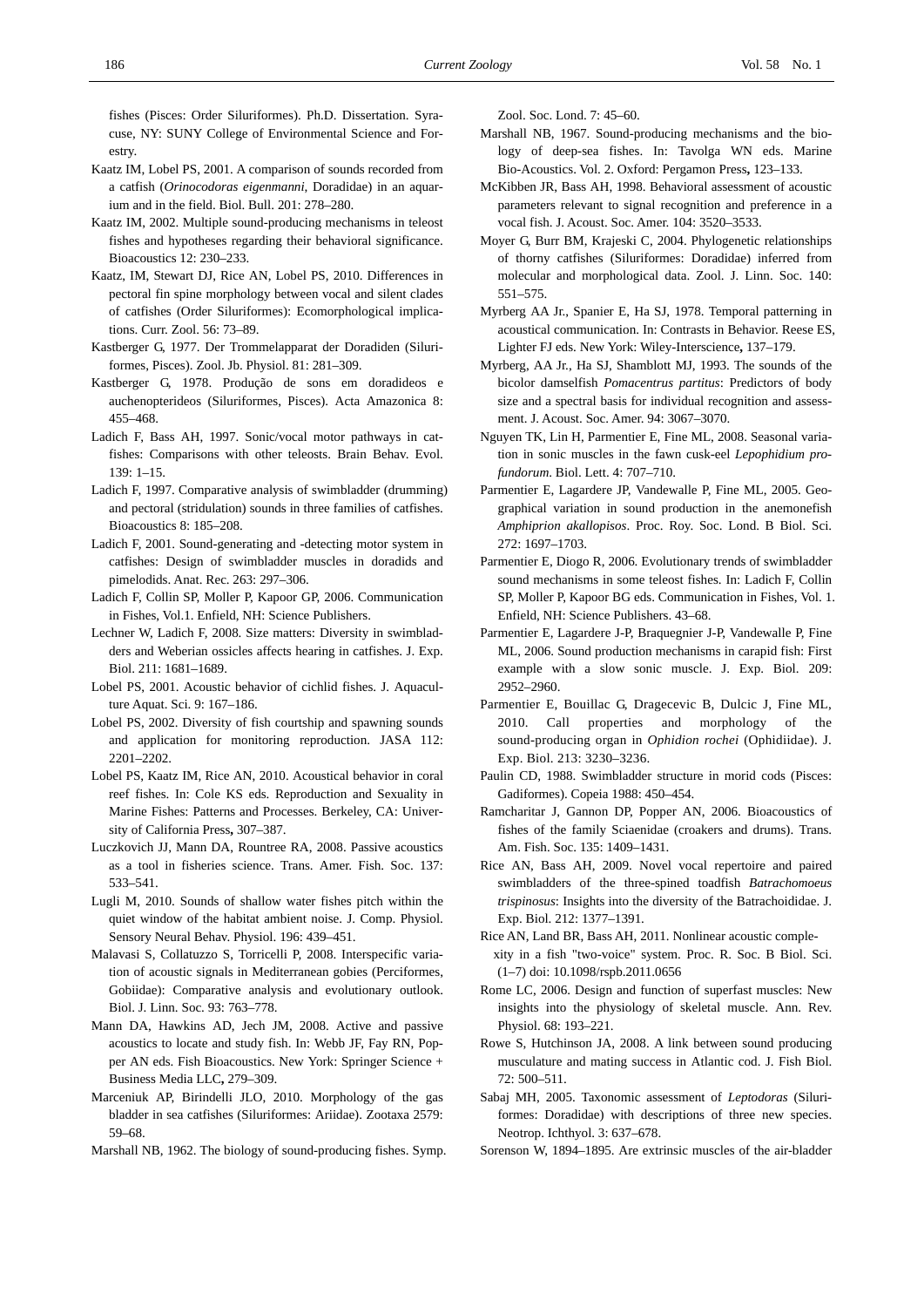fishes (Pisces: Order Siluriformes). Ph.D. Dissertation. Syracuse, NY: SUNY College of Environmental Science and Forestry.

Kaatz IM, Lobel PS, 2001. A comparison of sounds recorded from a catfish (*Orinocodoras eigenmanni*, Doradidae) in an aquarium and in the field. Biol. Bull. 201: 278–280.

Kaatz IM, 2002. Multiple sound-producing mechanisms in teleost fishes and hypotheses regarding their behavioral significance. Bioacoustics 12: 230–233.

Kaatz, IM, Stewart DJ, Rice AN, Lobel PS, 2010. Differences in pectoral fin spine morphology between vocal and silent clades of catfishes (Order Siluriformes): Ecomorphological implications. Curr. Zool. 56: 73–89.

Kastberger G, 1977. Der Trommelapparat der Doradiden (Siluriformes, Pisces). Zool. Jb. Physiol. 81: 281–309.

Kastberger G, 1978. Produção de sons em doradideos e auchenopterideos (Siluriformes, Pisces). Acta Amazonica 8: 455–468.

Ladich F, Bass AH, 1997. Sonic/vocal motor pathways in catfishes: Comparisons with other teleosts. Brain Behav. Evol. 139: 1–15.

Ladich F, 1997. Comparative analysis of swimbladder (drumming) and pectoral (stridulation) sounds in three families of catfishes. Bioacoustics 8: 185–208.

Ladich F, 2001. Sound-generating and -detecting motor system in catfishes: Design of swimbladder muscles in doradids and pimelodids. Anat. Rec. 263: 297–306.

Ladich F, Collin SP, Moller P, Kapoor GP, 2006. Communication in Fishes, Vol.1. Enfield, NH: Science Publishers.

Lechner W, Ladich F, 2008. Size matters: Diversity in swimbladders and Weberian ossicles affects hearing in catfishes. J. Exp. Biol. 211: 1681–1689.

Lobel PS, 2001. Acoustic behavior of cichlid fishes. J. Aquaculture Aquat. Sci. 9: 167–186.

Lobel PS, 2002. Diversity of fish courtship and spawning sounds and application for monitoring reproduction. JASA 112: 2201–2202.

Lobel PS, Kaatz IM, Rice AN, 2010. Acoustical behavior in coral reef fishes. In: Cole KS eds. Reproduction and Sexuality in Marine Fishes: Patterns and Processes. Berkeley, CA: University of California Press**,** 307–387.

Luczkovich JJ, Mann DA, Rountree RA, 2008. Passive acoustics as a tool in fisheries science. Trans. Amer. Fish. Soc. 137: 533–541.

Lugli M, 2010. Sounds of shallow water fishes pitch within the quiet window of the habitat ambient noise. J. Comp. Physiol. Sensory Neural Behav. Physiol. 196: 439–451.

Malavasi S, Collatuzzo S, Torricelli P, 2008. Interspecific variation of acoustic signals in Mediterranean gobies (Perciformes, Gobiidae): Comparative analysis and evolutionary outlook. Biol. J. Linn. Soc. 93: 763–778.

Mann DA, Hawkins AD, Jech JM, 2008. Active and passive acoustics to locate and study fish. In: Webb JF, Fay RN, Popper AN eds. Fish Bioacoustics. New York: Springer Science + Business Media LLC**,** 279–309.

Marceniuk AP, Birindelli JLO, 2010. Morphology of the gas bladder in sea catfishes (Siluriformes: Ariidae). Zootaxa 2579: 59–68.

Marshall NB, 1962. The biology of sound-producing fishes. Symp. Zool. Soc. Lond. 7: 45–60.

Marshall NB, 1967. Sound-producing mechanisms and the biology of deep-sea fishes. In: Tavolga WN eds. Marine Bio-Acoustics. Vol. 2. Oxford: Pergamon Press**,** 123–133.

McKibben JR, Bass AH, 1998. Behavioral assessment of acoustic parameters relevant to signal recognition and preference in a vocal fish. J. Acoust. Soc. Amer. 104: 3520–3533.

Moyer G, Burr BM, Krajeski C, 2004. Phylogenetic relationships of thorny catfishes (Siluriformes: Doradidae) inferred from molecular and morphological data. Zool. J. Linn. Soc. 140: 551–575.

Myrberg AA Jr., Spanier E, Ha SJ, 1978. Temporal patterning in acoustical communication. In: Contrasts in Behavior. Reese ES, Lighter FJ eds. New York: Wiley-Interscience**,** 137–179.

Myrberg, AA Jr., Ha SJ, Shamblott MJ, 1993. The sounds of the bicolor damselfish *Pomacentrus partitus*: Predictors of body size and a spectral basis for individual recognition and assessment. J. Acoust. Soc. Amer. 94: 3067–3070.

Nguyen TK, Lin H, Parmentier E, Fine ML, 2008. Seasonal variation in sonic muscles in the fawn cusk-eel *Lepophidium profundorum*. Biol. Lett. 4: 707–710.

Parmentier E, Lagardere JP, Vandewalle P, Fine ML, 2005. Geographical variation in sound production in the anemonefish *Amphiprion akallopisos*. Proc. Roy. Soc. Lond. B Biol. Sci. 272: 1697–1703.

Parmentier E, Diogo R, 2006. Evolutionary trends of swimbladder sound mechanisms in some teleost fishes. In: Ladich F, Collin SP, Moller P, Kapoor BG eds. Communication in Fishes, Vol. 1. Enfield, NH: Science Publishers. 43–68.

Parmentier E, Lagardere J-P, Braquegnier J-P, Vandewalle P, Fine ML, 2006. Sound production mechanisms in carapid fish: First example with a slow sonic muscle. J. Exp. Biol. 209: 2952–2960.

Parmentier E, Bouillac G, Dragecevic B, Dulcic J, Fine ML, 2010. Call properties and morphology of the sound-producing organ in *Ophidion rochei* (Ophidiidae). J. Exp. Biol. 213: 3230–3236.

Paulin CD, 1988. Swimbladder structure in morid cods (Pisces: Gadiformes). Copeia 1988: 450–454.

Ramcharitar J, Gannon DP, Popper AN, 2006. Bioacoustics of fishes of the family Sciaenidae (croakers and drums). Trans. Am. Fish. Soc. 135: 1409–1431.

Rice AN, Bass AH, 2009. Novel vocal repertoire and paired swimbladders of the three-spined toadfish *Batrachomoeus trispinosus*: Insights into the diversity of the Batrachoididae. J. Exp. Biol. 212: 1377–1391.

Rice AN, Land BR, Bass AH, 2011. Nonlinear acoustic complexity in a fish "two-voice" system. Proc. R. Soc. B Biol. Sci. (1–7) doi: 10.1098/rspb.2011.0656

Rome LC, 2006. Design and function of superfast muscles: New insights into the physiology of skeletal muscle. Ann. Rev. Physiol. 68: 193–221.

Rowe S, Hutchinson JA, 2008. A link between sound producing musculature and mating success in Atlantic cod. J. Fish Biol. 72: 500–511.

Sabaj MH, 2005. Taxonomic assessment of *Leptodoras* (Siluriformes: Doradidae) with descriptions of three new species. Neotrop. Ichthyol. 3: 637–678.

Sorenson W, 1894–1895. Are extrinsic muscles of the air-bladder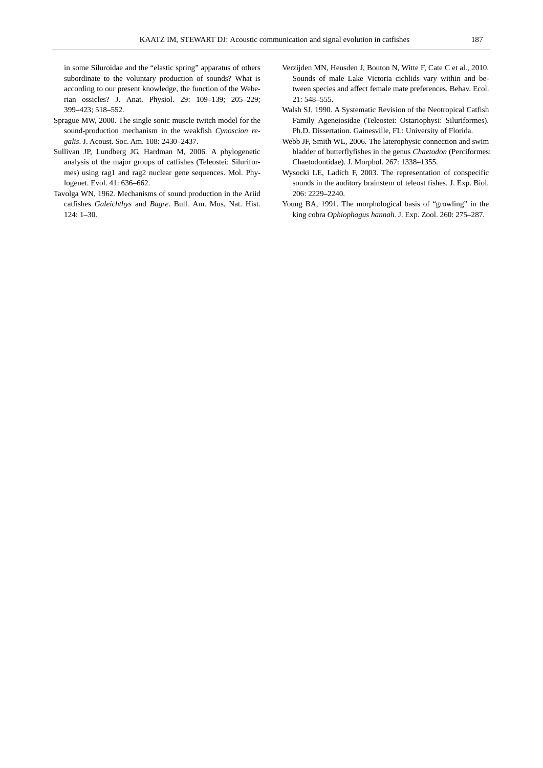in some Siluroidae and the "elastic spring" apparatus of others subordinate to the voluntary production of sounds? What is according to our present knowledge, the function of the Weberian ossicles? J. Anat. Physiol. 29: 109–139; 205–229; 399–423; 518–552.

Sprague MW, 2000. The single sonic muscle twitch model for the sound-production mechanism in the weakfish *Cynoscion regalis*. J. Acoust. Soc. Am. 108: 2430–2437.

Sullivan JP, Lundberg JG, Hardman M, 2006. A phylogenetic analysis of the major groups of catfishes (Teleostei: Siluriformes) using rag1 and rag2 nuclear gene sequences. Mol. Phylogenet. Evol. 41: 636–662.

Tavolga WN, 1962. Mechanisms of sound production in the Ariid catfishes *Galeichthys* and *Bagre*. Bull. Am. Mus. Nat. Hist. 124: 1–30.

Verzijden MN, Heusden J, Bouton N, Witte F, Cate C et al., 2010. Sounds of male Lake Victoria cichlids vary within and between species and affect female mate preferences. Behav. Ecol. 21: 548–555.

Walsh SJ, 1990. A Systematic Revision of the Neotropical Catfish Family Ageneiosidae (Teleostei: Ostariophysi: Siluriformes). Ph.D. Dissertation. Gainesville, FL: University of Florida.

Webb JF, Smith WL, 2006. The laterophysic connection and swim bladder of butterflyfishes in the genus *Chaetodon* (Perciformes: Chaetodontidae). J. Morphol. 267: 1338–1355.

Wysocki LE, Ladich F, 2003. The representation of conspecific sounds in the auditory brainstem of teleost fishes. J. Exp. Biol. 206: 2229–2240.

Young BA, 1991. The morphological basis of "growling" in the king cobra *Ophiophagus hannah*. J. Exp. Zool. 260: 275–287.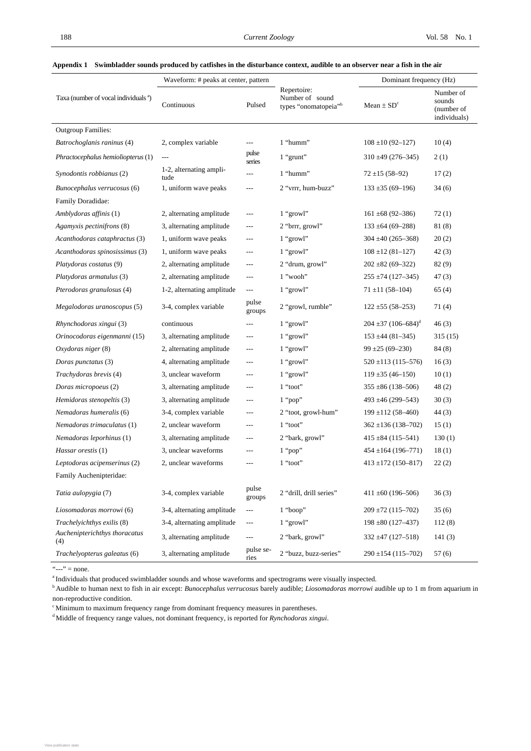**Appendix 1 Swimbladder sounds produced by catfishes in the disturbance context, audible to an observer near a fish in the air**

| Taxa (number of vocal individuals [a]) | Waveform: # peaks at center, pattern | | Repertoire: Number of sound types "onomatopeia"[b] | Dominant frequency (Hz) | |
|---|---|---|---|---|---|
| | Continuous | Pulsed | | Mean ± SD[c] | Number of sounds (number of individuals) |
| Outgroup Families: | | | | | |
| *Batrochoglanis raninus* (4) | 2, complex variable | --- | 1 "humm" | 108 ±10 (92–127) | 10 (4) |
| *Phractocephalus hemioliopterus* (1) | --- | pulse series | 1 "grunt" | 310 ±49 (276–345) | 2 (1) |
| *Synodontis robbianus* (2) | 1-2, alternating amplitude | --- | 1 "humm" | 72 ±15 (58–92) | 17 (2) |
| *Bunocephalus verrucosus* (6) | 1, uniform wave peaks | --- | 2 "vrrr, hum-buzz" | 133 ±35 (69–196) | 34 (6) |
| Family Doradidae: | | | | | |
| *Amblydoras affinis* (1) | 2, alternating amplitude | --- | 1 "growl" | 161 ±68 (92–386) | 72 (1) |
| *Agamyxis pectinifrons* (8) | 3, alternating amplitude | --- | 2 "brrr, growl" | 133 ±64 (69–288) | 81 (8) |
| *Acanthodoras cataphractus* (3) | 1, uniform wave peaks | --- | 1 "growl" | 304 ±40 (265–368) | 20 (2) |
| *Acanthodoras spinosissimus* (3) | 1, uniform wave peaks | --- | 1 "growl" | 108 ±12 (81–127) | 42 (3) |
| *Platydoras costatus* (9) | 2, alternating amplitude | --- | 2 "drum, growl" | 202 ±82 (69–322) | 82 (9) |
| *Platydoras armatulus* (3) | 2, alternating amplitude | --- | 1 "wooh" | 255 ±74 (127–345) | 47 (3) |
| *Pterodoras granulosus* (4) | 1-2, alternating amplitude | --- | 1 "growl" | 71 ±11 (58–104) | 65 (4) |
| *Megalodoras uranoscopus* (5) | 3-4, complex variable | pulse groups | 2 "growl, rumble" | 122 ±55 (58–253) | 71 (4) |
| *Rhynchodoras xingui* (3) | continuous | --- | 1 "growl" | 204 ±37 (106–684)[d] | 46 (3) |
| *Orinocodoras eigenmanni* (15) | 3, alternating amplitude | --- | 1 "growl" | 153 ±44 (81–345) | 315 (15) |
| *Oxydoras niger* (8) | 2, alternating amplitude | --- | 1 "growl" | 99 ±25 (69–230) | 84 (8) |
| *Doras punctatus* (3) | 4, alternating amplitude | --- | 1 "growl" | 520 ±113 (115–576) | 16 (3) |
| *Trachydoras brevis* (4) | 3, unclear waveform | --- | 1 "growl" | 119 ±35 (46–150) | 10 (1) |
| *Doras micropoeus* (2) | 3, alternating amplitude | --- | 1 "toot" | 355 ±86 (138–506) | 48 (2) |
| *Hemidoras stenopeltis* (3) | 3, alternating amplitude | --- | 1 "pop" | 493 ±46 (299–543) | 30 (3) |
| *Nemadoras humeralis* (6) | 3-4, complex variable | --- | 2 "toot, growl-hum" | 199 ±112 (58–460) | 44 (3) |
| *Nemadoras trimaculatus* (1) | 2, unclear waveform | --- | 1 "toot" | 362 ±136 (138–702) | 15 (1) |
| *Nemadoras leporhinus* (1) | 3, alternating amplitude | --- | 2 "bark, growl" | 415 ±84 (115–541) | 130 (1) |
| *Hassar orestis* (1) | 3, unclear waveforms | --- | 1 "pop" | 454 ±164 (196–771) | 18 (1) |
| *Leptodoras acipenserinus* (2) | 2, unclear waveforms | --- | 1 "toot" | 413 ±172 (150–817) | 22 (2) |
| Family Auchenipteridae: | | | | | |
| *Tatia aulopygia* (7) | 3-4, complex variable | pulse groups | 2 "drill, drill series" | 411 ±60 (196–506) | 36 (3) |
| *Liosomadoras morrowi* (6) | 3-4, alternating amplitude | --- | 1 "boop" | 209 ±72 (115–702) | 35 (6) |
| *Trachelyichthys exilis* (8) | 3-4, alternating amplitude | --- | 1 "growl" | 198 ±80 (127–437) | 112 (8) |
| *Auchenipterichthys thoracatus* (4) | 3, alternating amplitude | --- | 2 "bark, growl" | 332 ±47 (127–518) | 141 (3) |
| *Trachelyopterus galeatus* (6) | 3, alternating amplitude | pulse series | 2 "buzz, buzz-series" | 290 ±154 (115–702) | 57 (6) |

"---" = none.

[a] Individuals that produced swimbladder sounds and whose waveforms and spectrograms were visually inspected.

[b] Audible to human next to fish in air except: *Bunocephalus verrucosus* barely audible; *Liosomadoras morrowi* audible up to 1 m from aquarium in non-reproductive condition.

[c] Minimum to maximum frequency range from dominant frequency measures in parentheses.

[d] Middle of frequency range values, not dominant frequency, is reported for *Rynchodoras xingui*.